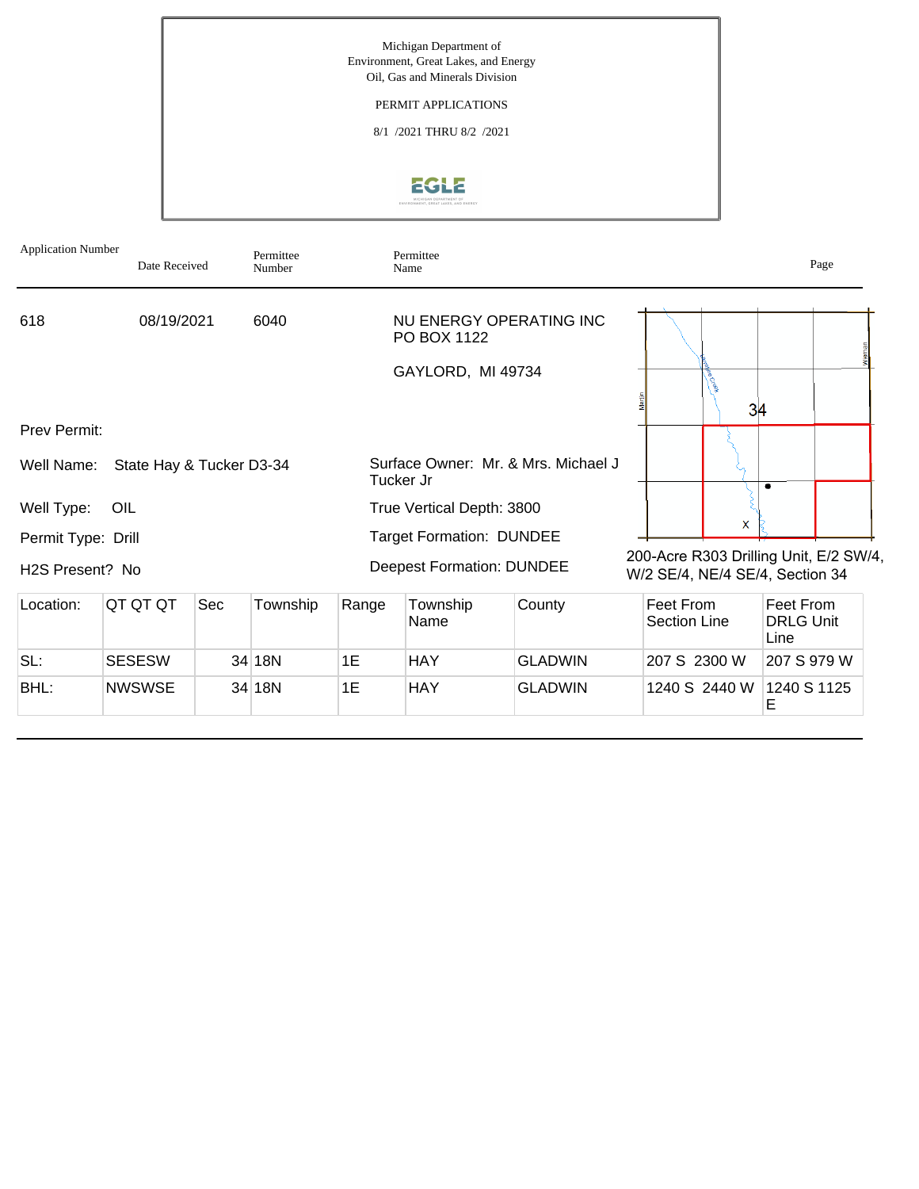Michigan Department of
Environment, Great Lakes, and Energy
Oil, Gas and Minerals Division

PERMIT APPLICATIONS

8/1 /2021 THRU 8/2 /2021

| Application Number | Date Received | Permittee Number | Permittee Name | Page |
|---|---|---|---|---|
| 618 | 08/19/2021 | 6040 | NU ENERGY OPERATING INC<br>PO BOX 1122<br><br>GAYLORD, MI 49734 | |

Prev Permit:

Well Name: State Hay & Tucker D3-34

Well Type: OIL

Permit Type: Drill

H2S Present? No

Surface Owner: Mr. & Mrs. Michael J Tucker Jr

True Vertical Depth: 3800

Target Formation: DUNDEE

Deepest Formation: DUNDEE

Martin

Wiseman

34

X

200-Acre R303 Drilling Unit, E/2 SW/4, W/2 SE/4, NE/4 SE/4, Section 34

| Location: | QT QT QT | Sec | Township | Range | Township Name | County | Feet From Section Line | Feet From DRLG Unit Line |
|---|---|---|---|---|---|---|---|---|
| SL: | SESESW | 34 | 18N | 1E | HAY | GLADWIN | 207 S 2300 W | 207 S 979 W |
| BHL: | NWSWSE | 34 | 18N | 1E | HAY | GLADWIN | 1240 S 2440 W | 1240 S 1125 E |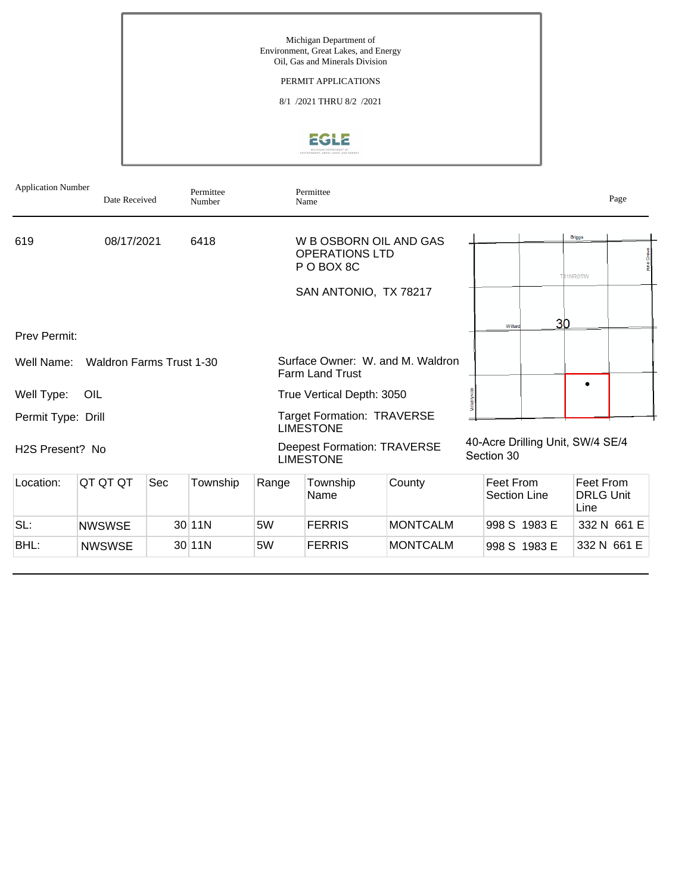Michigan Department of
Environment, Great Lakes, and Energy
Oil, Gas and Minerals Division

PERMIT APPLICATIONS

8/1 /2021 THRU 8/2 /2021

| Application Number | Date Received | Permittee Number | Permittee Name |
|---|---|---|---|
| 619 | 08/17/2021 | 6418 | W B OSBORN OIL AND GAS OPERATIONS LTD<br>P O BOX 8C<br>SAN ANTONIO, TX 78217 |

Prev Permit:

Well Name: Waldron Farms Trust 1-30

Well Type: OIL

Permit Type: Drill

H2S Present? No

Surface Owner: W. and M. Waldron Farm Land Trust

True Vertical Depth: 3050

Target Formation: TRAVERSE LIMESTONE

Deepest Formation: TRAVERSE LIMESTONE

Briggs

Pine Grove

T11NR05W

Willard

30

Vickeryville

40-Acre Drilling Unit, SW/4 SE/4 Section 30

| Location: | QT QT QT | Sec | Township | Range | Township Name | County | Feet From Section Line | Feet From DRLG Unit Line |
|---|---|---|---|---|---|---|---|---|
| SL: | NWSWSE | 30 | 11N | 5W | FERRIS | MONTCALM | 998 S 1983 E | 332 N 661 E |
| BHL: | NWSWSE | 30 | 11N | 5W | FERRIS | MONTCALM | 998 S 1983 E | 332 N 661 E |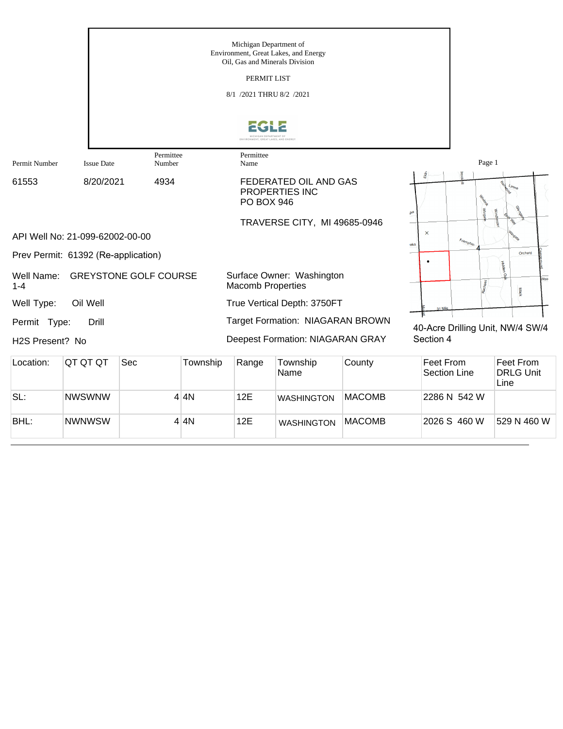Michigan Department of
Environment, Great Lakes, and Energy
Oil, Gas and Minerals Division

PERMIT LIST

8/1 /2021 THRU 8/2 /2021

| Permit Number | Issue Date | Permittee Number | Permittee Name |
|---|---|---|---|
| 61553 | 8/20/2021 | 4934 | FEDERATED OIL AND GAS PROPERTIES INC<br>PO BOX 946<br><br>TRAVERSE CITY, MI 49685-0946 |

API Well No: 21-099-62002-00-00

Prev Permit: 61392 (Re-application)

Well Name: GREYSTONE GOLF COURSE 1-4

Surface Owner: Washington Macomb Properties

Well Type: Oil Well

True Vertical Depth: 3750FT

Permit Type: Drill

Target Formation: NIAGARAN BROWN

H2S Present? No

Deepest Formation: NIAGARAN GRAY

40-Acre Drilling Unit, NW/4 SW/4 Section 4

| Location: | QT QT QT | Sec | Township | Range | Township Name | County | Feet From Section Line | Feet From DRLG Unit Line |
|---|---|---|---|---|---|---|---|---|
| SL: | NWSWNW | 4 | 4N | 12E | WASHINGTON | MACOMB | 2286 N 542 W | |
| BHL: | NWNWSW | 4 | 4N | 12E | WASHINGTON | MACOMB | 2026 S 460 W | 529 N 460 W |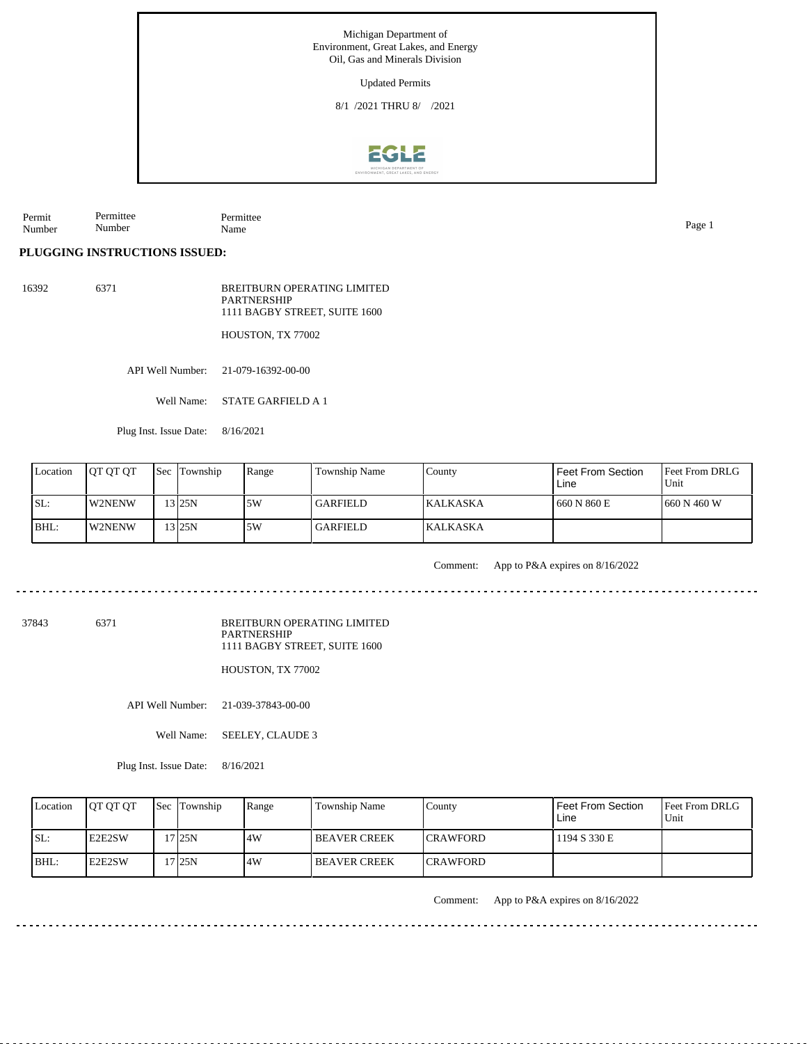Michigan Department of
Environment, Great Lakes, and Energy
Oil, Gas and Minerals Division

Updated Permits

8/1 /2021 THRU 8/ /2021

| Permit Number | Permittee Number | Permittee Name |
|---|---|---|

## PLUGGING INSTRUCTIONS ISSUED:

16392 6371 BREITBURN OPERATING LIMITED PARTNERSHIP
1111 BAGBY STREET, SUITE 1600

HOUSTON, TX 77002

API Well Number: 21-079-16392-00-00

Well Name: STATE GARFIELD A 1

Plug Inst. Issue Date: 8/16/2021

| Location | QT QT QT | Sec | Township | Range | Township Name | County | Feet From Section Line | Feet From DRLG Unit |
|---|---|---|---|---|---|---|---|---|
| SL: | W2NENW | 13 | 25N | 5W | GARFIELD | KALKASKA | 660 N 860 E | 660 N 460 W |
| BHL: | W2NENW | 13 | 25N | 5W | GARFIELD | KALKASKA | | |

Comment: App to P&A expires on 8/16/2022

---

37843 6371 BREITBURN OPERATING LIMITED PARTNERSHIP
1111 BAGBY STREET, SUITE 1600

HOUSTON, TX 77002

API Well Number: 21-039-37843-00-00

Well Name: SEELEY, CLAUDE 3

Plug Inst. Issue Date: 8/16/2021

| Location | QT QT QT | Sec | Township | Range | Township Name | County | Feet From Section Line | Feet From DRLG Unit |
|---|---|---|---|---|---|---|---|---|
| SL: | E2E2SW | 17 | 25N | 4W | BEAVER CREEK | CRAWFORD | 1194 S 330 E | |
| BHL: | E2E2SW | 17 | 25N | 4W | BEAVER CREEK | CRAWFORD | | |

Comment: App to P&A expires on 8/16/2022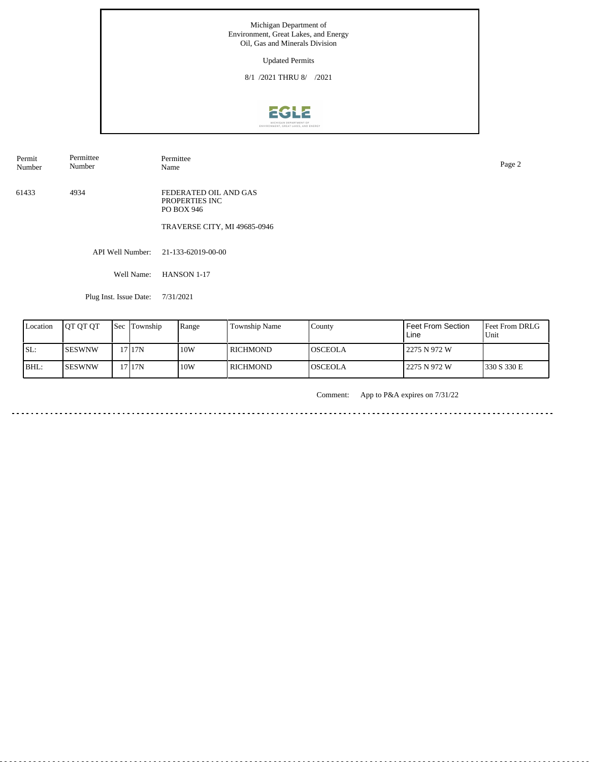Michigan Department of
Environment, Great Lakes, and Energy
Oil, Gas and Minerals Division

Updated Permits

8/1 /2021 THRU 8/ /2021

| Permit Number | Permittee Number | Permittee Name |
|---|---|---|
| 61433 | 4934 | FEDERATED OIL AND GAS PROPERTIES INC<br>PO BOX 946<br><br>TRAVERSE CITY, MI 49685-0946 |

API Well Number: 21-133-62019-00-00

Well Name: HANSON 1-17

Plug Inst. Issue Date: 7/31/2021

| Location | QT QT QT | Sec | Township | Range | Township Name | County | Feet From Section Line | Feet From DRLG Unit |
|---|---|---|---|---|---|---|---|---|
| SL: | SESWNW | 17 | 17N | 10W | RICHMOND | OSCEOLA | 2275 N 972 W | |
| BHL: | SESWNW | 17 | 17N | 10W | RICHMOND | OSCEOLA | 2275 N 972 W | 330 S 330 E |

Comment: App to P&A expires on 7/31/22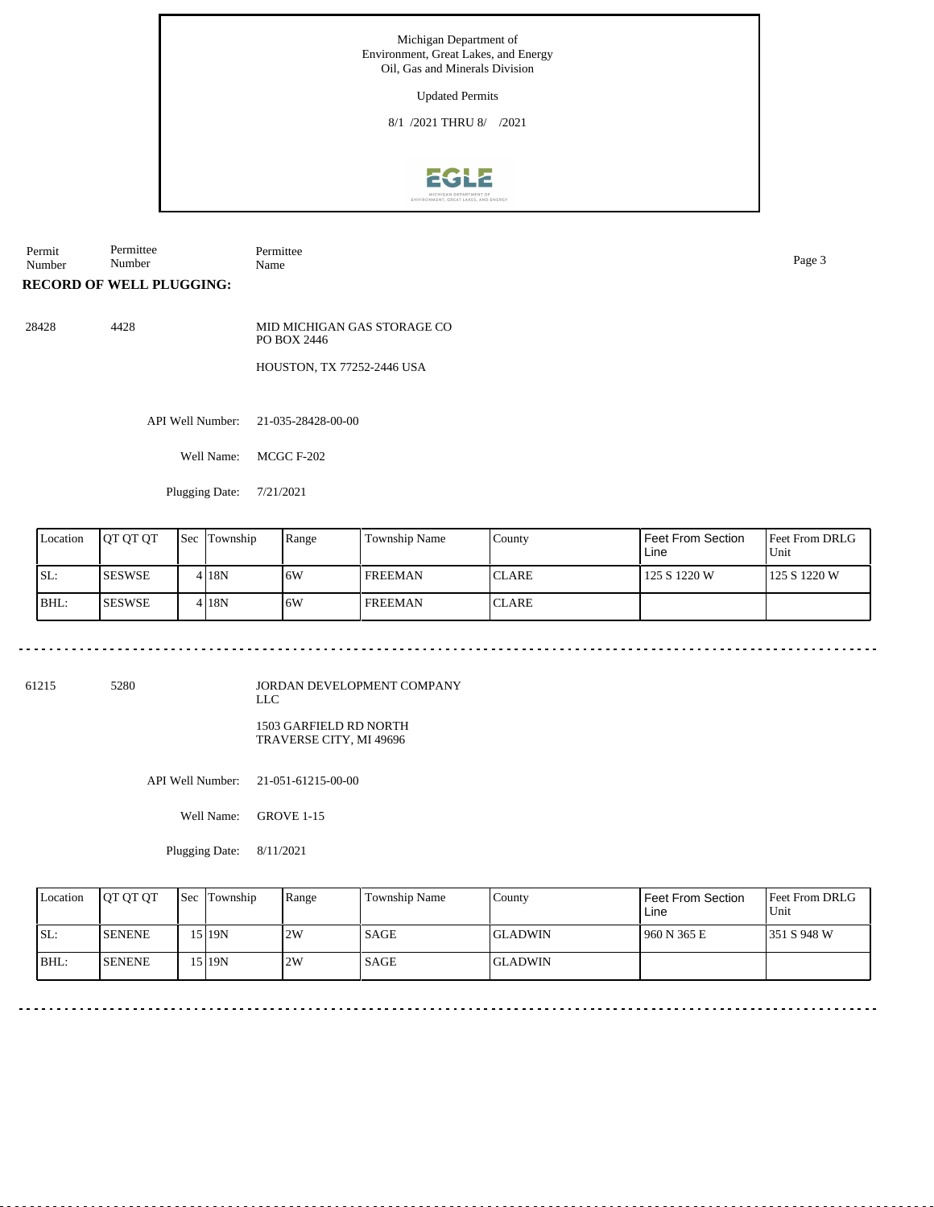Michigan Department of
Environment, Great Lakes, and Energy
Oil, Gas and Minerals Division

Updated Permits

8/1 /2021 THRU 8/ /2021

| Permit Number | Permittee Number | Permittee Name |
|---|---|---|

**RECORD OF WELL PLUGGING:**

28428 4428 MID MICHIGAN GAS STORAGE CO
PO BOX 2446

HOUSTON, TX 77252-2446 USA

API Well Number: 21-035-28428-00-00

Well Name: MCGC F-202

Plugging Date: 7/21/2021

| Location | QT QT QT | Sec | Township | Range | Township Name | County | Feet From Section Line | Feet From DRLG Unit |
|---|---|---|---|---|---|---|---|---|
| SL: | SESWSE | 4 | 18N | 6W | FREEMAN | CLARE | 125 S 1220 W | 125 S 1220 W |
| BHL: | SESWSE | 4 | 18N | 6W | FREEMAN | CLARE | | |

---

61215 5280 JORDAN DEVELOPMENT COMPANY LLC

1503 GARFIELD RD NORTH
TRAVERSE CITY, MI 49696

API Well Number: 21-051-61215-00-00

Well Name: GROVE 1-15

Plugging Date: 8/11/2021

| Location | QT QT QT | Sec | Township | Range | Township Name | County | Feet From Section Line | Feet From DRLG Unit |
|---|---|---|---|---|---|---|---|---|
| SL: | SENENE | 15 | 19N | 2W | SAGE | GLADWIN | 960 N 365 E | 351 S 948 W |
| BHL: | SENENE | 15 | 19N | 2W | SAGE | GLADWIN | | |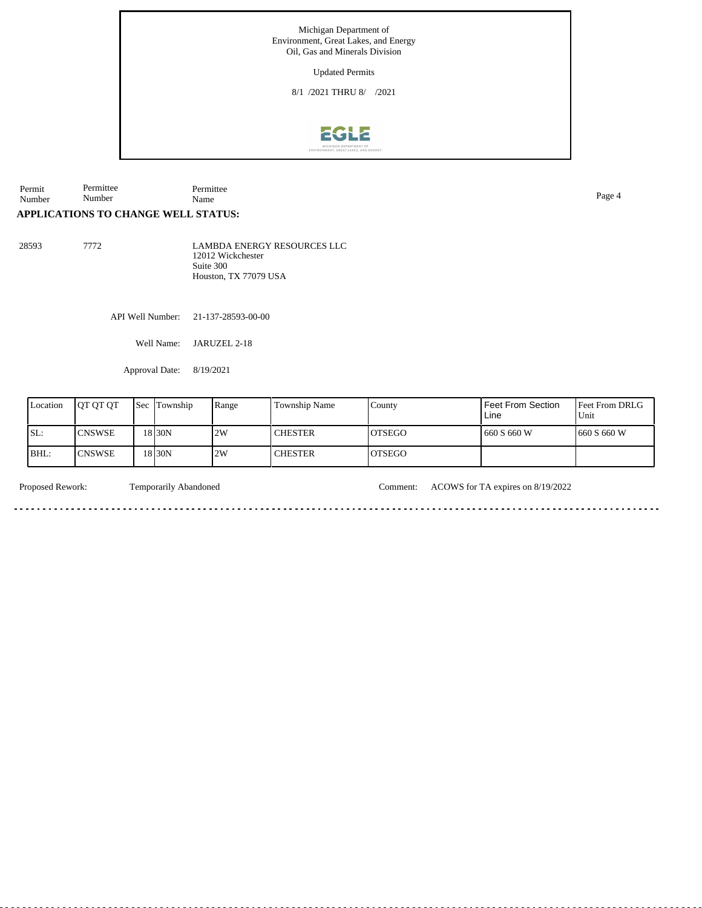Michigan Department of
Environment, Great Lakes, and Energy
Oil, Gas and Minerals Division

Updated Permits

8/1 /2021 THRU 8/ /2021

| Permit Number | Permittee Number | Permittee Name |
|---|---|---|

## APPLICATIONS TO CHANGE WELL STATUS:

28593 7772 LAMBDA ENERGY RESOURCES LLC
12012 Wickchester
Suite 300
Houston, TX 77079 USA

API Well Number: 21-137-28593-00-00

Well Name: JARUZEL 2-18

Approval Date: 8/19/2021

| Location | QT QT QT | Sec | Township | Range | Township Name | County | Feet From Section Line | Feet From DRLG Unit |
|---|---|---|---|---|---|---|---|---|
| SL: | CNSWSE | 18 | 30N | 2W | CHESTER | OTSEGO | 660 S 660 W | 660 S 660 W |
| BHL: | CNSWSE | 18 | 30N | 2W | CHESTER | OTSEGO | | |

Proposed Rework: Temporarily Abandoned Comment: ACOWS for TA expires on 8/19/2022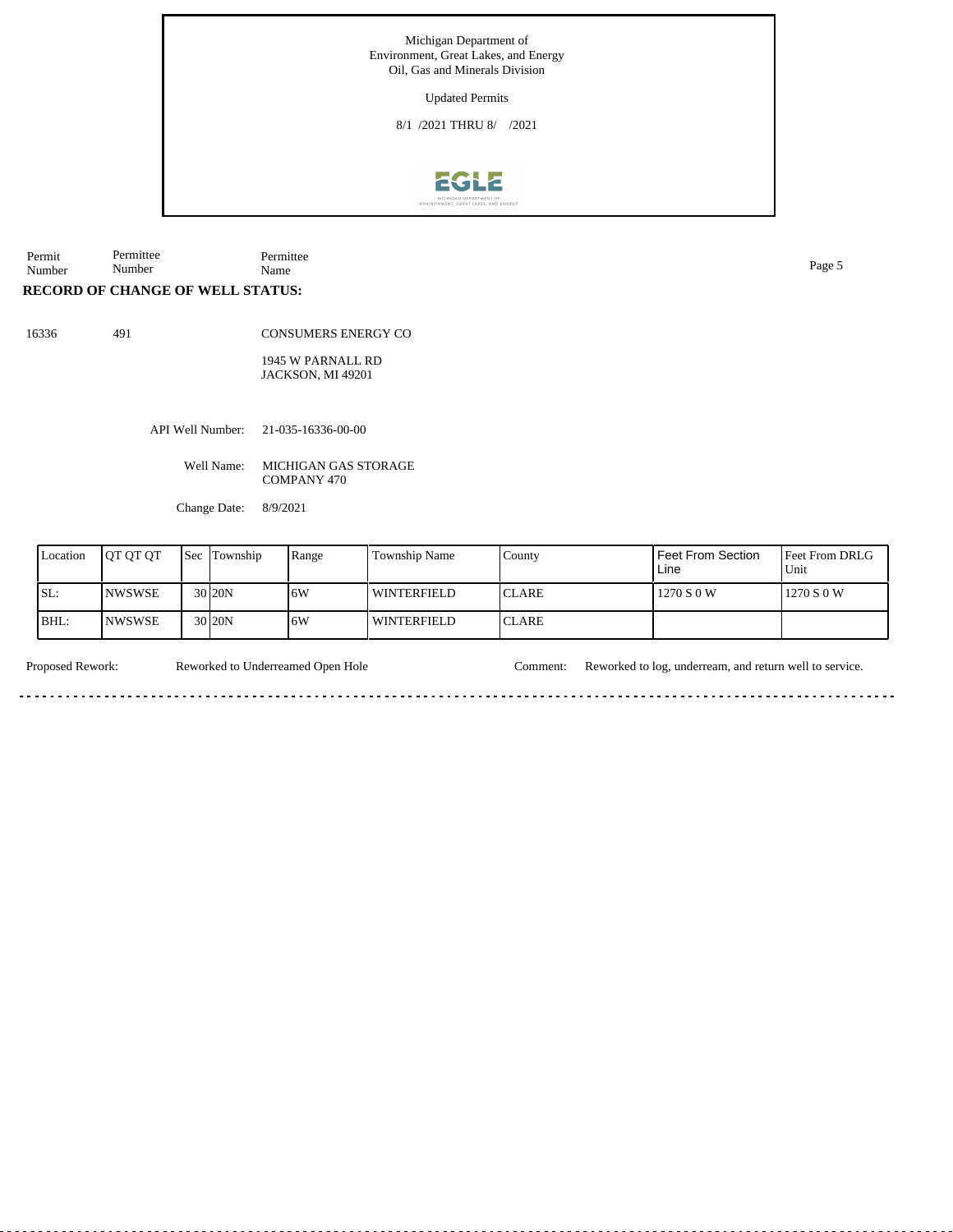Michigan Department of
Environment, Great Lakes, and Energy
Oil, Gas and Minerals Division

Updated Permits

8/1 /2021 THRU 8/ /2021

EGLE

MICHIGAN DEPARTMENT OF ENVIRONMENT, GREAT LAKES, AND ENERGY

Permit Number | Permittee Number | Permittee Name

**RECORD OF CHANGE OF WELL STATUS:**

16336 491 CONSUMERS ENERGY CO

1945 W PARNALL RD
JACKSON, MI 49201

API Well Number: 21-035-16336-00-00

Well Name: MICHIGAN GAS STORAGE COMPANY 470

Change Date: 8/9/2021

| Location | QT QT QT | Sec | Township | Range | Township Name | County | Feet From Section Line | Feet From DRLG Unit |
|---|---|---|---|---|---|---|---|---|
| SL: | NWSWSE | 30 | 20N | 6W | WINTERFIELD | CLARE | 1270 S 0 W | 1270 S 0 W |
| BHL: | NWSWSE | 30 | 20N | 6W | WINTERFIELD | CLARE | | |

Proposed Rework: Reworked to Underreamed Open Hole

Comment: Reworked to log, underream, and return well to service.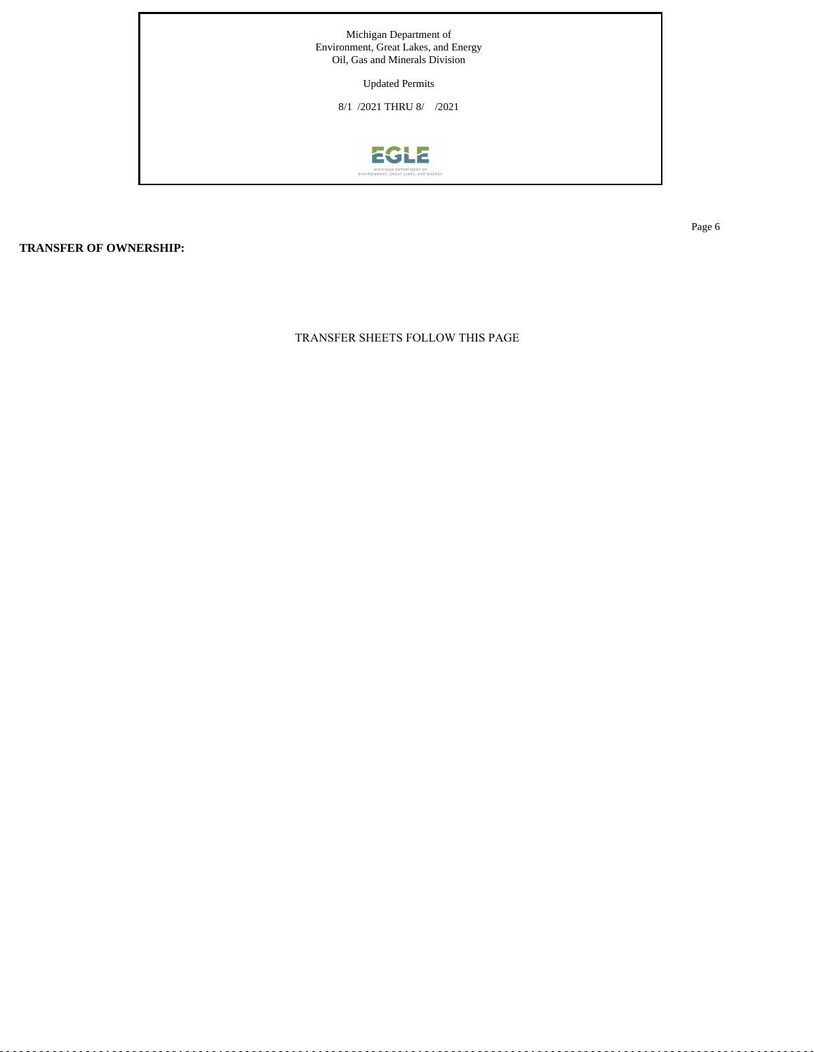Michigan Department of
Environment, Great Lakes, and Energy
Oil, Gas and Minerals Division

Updated Permits

8/1 /2021 THRU 8/ /2021

**TRANSFER OF OWNERSHIP:**

TRANSFER SHEETS FOLLOW THIS PAGE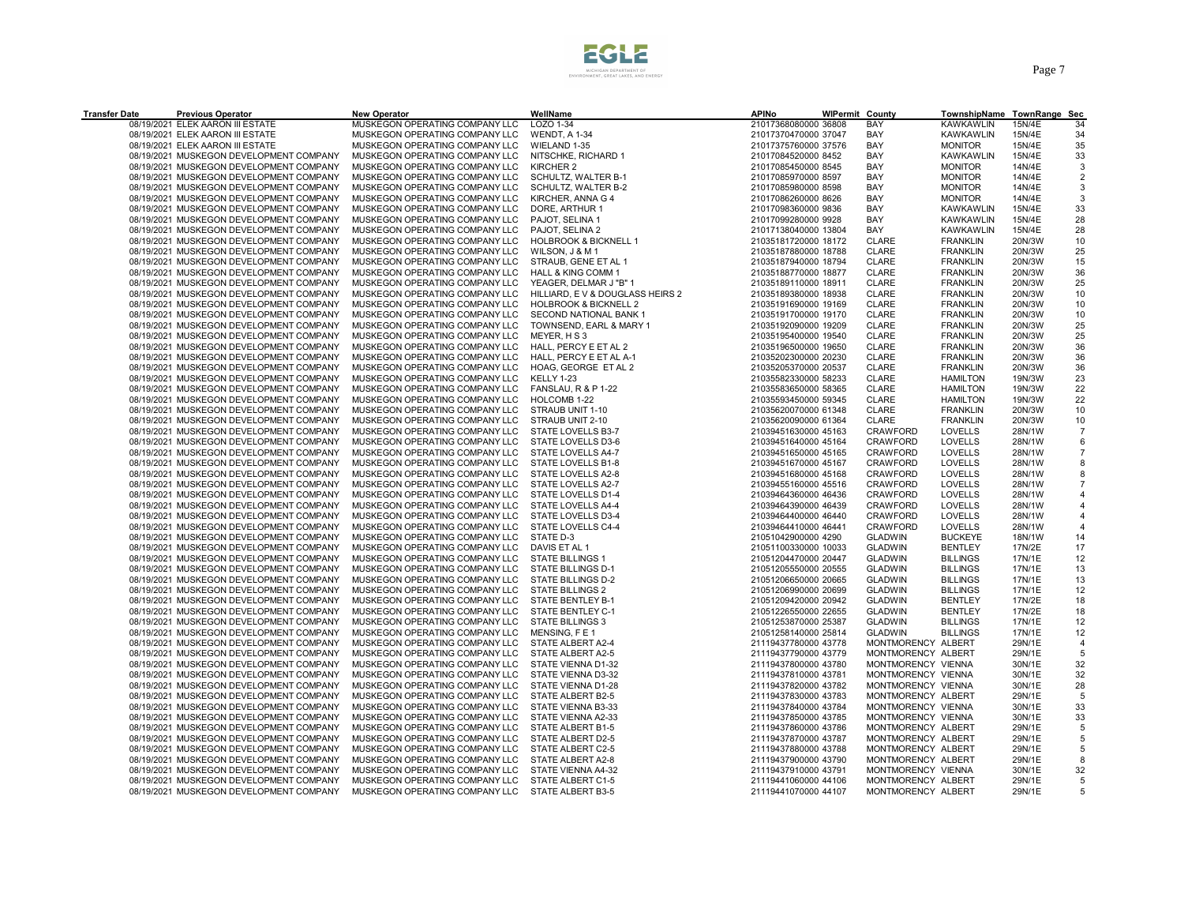| Transfer Date | Previous Operator | New Operator | WellName | APINo | WIPermit | County | TownshipName | TownRange | Sec |
|---|---|---|---|---|---|---|---|---|---|
| 08/19/2021 | ELEK AARON III ESTATE | MUSKEGON OPERATING COMPANY LLC | LOZO 1-34 | 21017368080000 | 36808 | BAY | KAWKAWLIN | 15N/4E | 34 |
| 08/19/2021 | ELEK AARON III ESTATE | MUSKEGON OPERATING COMPANY LLC | WENDT, A 1-34 | 21017370470000 | 37047 | BAY | KAWKAWLIN | 15N/4E | 34 |
| 08/19/2021 | ELEK AARON III ESTATE | MUSKEGON OPERATING COMPANY LLC | WIELAND 1-35 | 21017375760000 | 37576 | BAY | MONITOR | 15N/4E | 35 |
| 08/19/2021 | MUSKEGON DEVELOPMENT COMPANY | MUSKEGON OPERATING COMPANY LLC | NITSCHKE, RICHARD 1 | 21017084520000 | 8452 | BAY | KAWKAWLIN | 15N/4E | 33 |
| 08/19/2021 | MUSKEGON DEVELOPMENT COMPANY | MUSKEGON OPERATING COMPANY LLC | KIRCHER 2 | 21017085450000 | 8545 | BAY | MONITOR | 14N/4E | 3 |
| 08/19/2021 | MUSKEGON DEVELOPMENT COMPANY | MUSKEGON OPERATING COMPANY LLC | SCHULTZ, WALTER B-1 | 21017085970000 | 8597 | BAY | MONITOR | 14N/4E | 2 |
| 08/19/2021 | MUSKEGON DEVELOPMENT COMPANY | MUSKEGON OPERATING COMPANY LLC | SCHULTZ, WALTER B-2 | 21017085980000 | 8598 | BAY | MONITOR | 14N/4E | 3 |
| 08/19/2021 | MUSKEGON DEVELOPMENT COMPANY | MUSKEGON OPERATING COMPANY LLC | KIRCHER, ANNA G 4 | 21017086260000 | 8626 | BAY | MONITOR | 14N/4E | 3 |
| 08/19/2021 | MUSKEGON DEVELOPMENT COMPANY | MUSKEGON OPERATING COMPANY LLC | DORE, ARTHUR 1 | 21017098360000 | 9836 | BAY | KAWKAWLIN | 15N/4E | 33 |
| 08/19/2021 | MUSKEGON DEVELOPMENT COMPANY | MUSKEGON OPERATING COMPANY LLC | PAJOT, SELINA 1 | 21017099280000 | 9928 | BAY | KAWKAWLIN | 15N/4E | 28 |
| 08/19/2021 | MUSKEGON DEVELOPMENT COMPANY | MUSKEGON OPERATING COMPANY LLC | PAJOT, SELINA 2 | 21017138040000 | 13804 | BAY | KAWKAWLIN | 15N/4E | 28 |
| 08/19/2021 | MUSKEGON DEVELOPMENT COMPANY | MUSKEGON OPERATING COMPANY LLC | HOLBROOK & BICKNELL 1 | 21035181720000 | 18172 | CLARE | FRANKLIN | 20N/3W | 10 |
| 08/19/2021 | MUSKEGON DEVELOPMENT COMPANY | MUSKEGON OPERATING COMPANY LLC | WILSON, J & M 1 | 21035187880000 | 18788 | CLARE | FRANKLIN | 20N/3W | 25 |
| 08/19/2021 | MUSKEGON DEVELOPMENT COMPANY | MUSKEGON OPERATING COMPANY LLC | STRAUB, GENE ET AL 1 | 21035187940000 | 18794 | CLARE | FRANKLIN | 20N/3W | 15 |
| 08/19/2021 | MUSKEGON DEVELOPMENT COMPANY | MUSKEGON OPERATING COMPANY LLC | HALL & KING COMM 1 | 21035188770000 | 18877 | CLARE | FRANKLIN | 20N/3W | 36 |
| 08/19/2021 | MUSKEGON DEVELOPMENT COMPANY | MUSKEGON OPERATING COMPANY LLC | YEAGER, DELMAR J "B" 1 | 21035189110000 | 18911 | CLARE | FRANKLIN | 20N/3W | 25 |
| 08/19/2021 | MUSKEGON DEVELOPMENT COMPANY | MUSKEGON OPERATING COMPANY LLC | HILLIARD, E V & DOUGLASS HEIRS 2 | 21035189380000 | 18938 | CLARE | FRANKLIN | 20N/3W | 10 |
| 08/19/2021 | MUSKEGON DEVELOPMENT COMPANY | MUSKEGON OPERATING COMPANY LLC | HOLBROOK & BICKNELL 2 | 21035191690000 | 19169 | CLARE | FRANKLIN | 20N/3W | 10 |
| 08/19/2021 | MUSKEGON DEVELOPMENT COMPANY | MUSKEGON OPERATING COMPANY LLC | SECOND NATIONAL BANK 1 | 21035191700000 | 19170 | CLARE | FRANKLIN | 20N/3W | 10 |
| 08/19/2021 | MUSKEGON DEVELOPMENT COMPANY | MUSKEGON OPERATING COMPANY LLC | TOWNSEND, EARL & MARY 1 | 21035192090000 | 19209 | CLARE | FRANKLIN | 20N/3W | 25 |
| 08/19/2021 | MUSKEGON DEVELOPMENT COMPANY | MUSKEGON OPERATING COMPANY LLC | MEYER, H S 3 | 21035195400000 | 19540 | CLARE | FRANKLIN | 20N/3W | 25 |
| 08/19/2021 | MUSKEGON DEVELOPMENT COMPANY | MUSKEGON OPERATING COMPANY LLC | HALL, PERCY E ET AL 2 | 21035196500000 | 19650 | CLARE | FRANKLIN | 20N/3W | 36 |
| 08/19/2021 | MUSKEGON DEVELOPMENT COMPANY | MUSKEGON OPERATING COMPANY LLC | HALL, PERCY E ET AL A-1 | 21035202300000 | 20230 | CLARE | FRANKLIN | 20N/3W | 36 |
| 08/19/2021 | MUSKEGON DEVELOPMENT COMPANY | MUSKEGON OPERATING COMPANY LLC | HOAG, GEORGE ET AL 2 | 21035205370000 | 20537 | CLARE | FRANKLIN | 20N/3W | 36 |
| 08/19/2021 | MUSKEGON DEVELOPMENT COMPANY | MUSKEGON OPERATING COMPANY LLC | KELLY 1-23 | 21035582330000 | 58233 | CLARE | HAMILTON | 19N/3W | 23 |
| 08/19/2021 | MUSKEGON DEVELOPMENT COMPANY | MUSKEGON OPERATING COMPANY LLC | FANSLAU, R & P 1-22 | 21035583650000 | 58365 | CLARE | HAMILTON | 19N/3W | 22 |
| 08/19/2021 | MUSKEGON DEVELOPMENT COMPANY | MUSKEGON OPERATING COMPANY LLC | HOLCOMB 1-22 | 21035593450000 | 59345 | CLARE | HAMILTON | 19N/3W | 22 |
| 08/19/2021 | MUSKEGON DEVELOPMENT COMPANY | MUSKEGON OPERATING COMPANY LLC | STRAUB UNIT 1-10 | 21035620070000 | 61348 | CLARE | FRANKLIN | 20N/3W | 10 |
| 08/19/2021 | MUSKEGON DEVELOPMENT COMPANY | MUSKEGON OPERATING COMPANY LLC | STRAUB UNIT 2-10 | 21035620090000 | 61364 | CLARE | FRANKLIN | 20N/3W | 10 |
| 08/19/2021 | MUSKEGON DEVELOPMENT COMPANY | MUSKEGON OPERATING COMPANY LLC | STATE LOVELLS B3-7 | 21039451630000 | 45163 | CRAWFORD | LOVELLS | 28N/1W | 7 |
| 08/19/2021 | MUSKEGON DEVELOPMENT COMPANY | MUSKEGON OPERATING COMPANY LLC | STATE LOVELLS D3-6 | 21039451640000 | 45164 | CRAWFORD | LOVELLS | 28N/1W | 6 |
| 08/19/2021 | MUSKEGON DEVELOPMENT COMPANY | MUSKEGON OPERATING COMPANY LLC | STATE LOVELLS A4-7 | 21039451650000 | 45165 | CRAWFORD | LOVELLS | 28N/1W | 7 |
| 08/19/2021 | MUSKEGON DEVELOPMENT COMPANY | MUSKEGON OPERATING COMPANY LLC | STATE LOVELLS B1-8 | 21039451670000 | 45167 | CRAWFORD | LOVELLS | 28N/1W | 8 |
| 08/19/2021 | MUSKEGON DEVELOPMENT COMPANY | MUSKEGON OPERATING COMPANY LLC | STATE LOVELLS A2-8 | 21039451680000 | 45168 | CRAWFORD | LOVELLS | 28N/1W | 8 |
| 08/19/2021 | MUSKEGON DEVELOPMENT COMPANY | MUSKEGON OPERATING COMPANY LLC | STATE LOVELLS A2-7 | 21039455160000 | 45516 | CRAWFORD | LOVELLS | 28N/1W | 7 |
| 08/19/2021 | MUSKEGON DEVELOPMENT COMPANY | MUSKEGON OPERATING COMPANY LLC | STATE LOVELLS D1-4 | 21039464360000 | 46436 | CRAWFORD | LOVELLS | 28N/1W | 4 |
| 08/19/2021 | MUSKEGON DEVELOPMENT COMPANY | MUSKEGON OPERATING COMPANY LLC | STATE LOVELLS A4-4 | 21039464390000 | 46439 | CRAWFORD | LOVELLS | 28N/1W | 4 |
| 08/19/2021 | MUSKEGON DEVELOPMENT COMPANY | MUSKEGON OPERATING COMPANY LLC | STATE LOVELLS D3-4 | 21039464400000 | 46440 | CRAWFORD | LOVELLS | 28N/1W | 4 |
| 08/19/2021 | MUSKEGON DEVELOPMENT COMPANY | MUSKEGON OPERATING COMPANY LLC | STATE LOVELLS C4-4 | 21039464410000 | 46441 | CRAWFORD | LOVELLS | 28N/1W | 4 |
| 08/19/2021 | MUSKEGON DEVELOPMENT COMPANY | MUSKEGON OPERATING COMPANY LLC | STATE D-3 | 21051042900000 | 4290 | GLADWIN | BUCKEYE | 18N/1W | 14 |
| 08/19/2021 | MUSKEGON DEVELOPMENT COMPANY | MUSKEGON OPERATING COMPANY LLC | DAVIS ET AL 1 | 21051100330000 | 10033 | GLADWIN | BENTLEY | 17N/2E | 17 |
| 08/19/2021 | MUSKEGON DEVELOPMENT COMPANY | MUSKEGON OPERATING COMPANY LLC | STATE BILLINGS 1 | 21051204470000 | 20447 | GLADWIN | BILLINGS | 17N/1E | 12 |
| 08/19/2021 | MUSKEGON DEVELOPMENT COMPANY | MUSKEGON OPERATING COMPANY LLC | STATE BILLINGS D-1 | 21051205550000 | 20555 | GLADWIN | BILLINGS | 17N/1E | 13 |
| 08/19/2021 | MUSKEGON DEVELOPMENT COMPANY | MUSKEGON OPERATING COMPANY LLC | STATE BILLINGS D-2 | 21051206650000 | 20665 | GLADWIN | BILLINGS | 17N/1E | 13 |
| 08/19/2021 | MUSKEGON DEVELOPMENT COMPANY | MUSKEGON OPERATING COMPANY LLC | STATE BILLINGS 2 | 21051206990000 | 20699 | GLADWIN | BILLINGS | 17N/1E | 12 |
| 08/19/2021 | MUSKEGON DEVELOPMENT COMPANY | MUSKEGON OPERATING COMPANY LLC | STATE BENTLEY B-1 | 21051209420000 | 20942 | GLADWIN | BENTLEY | 17N/2E | 18 |
| 08/19/2021 | MUSKEGON DEVELOPMENT COMPANY | MUSKEGON OPERATING COMPANY LLC | STATE BENTLEY C-1 | 21051226550000 | 22655 | GLADWIN | BENTLEY | 17N/2E | 18 |
| 08/19/2021 | MUSKEGON DEVELOPMENT COMPANY | MUSKEGON OPERATING COMPANY LLC | STATE BILLINGS 3 | 21051253870000 | 25387 | GLADWIN | BILLINGS | 17N/1E | 12 |
| 08/19/2021 | MUSKEGON DEVELOPMENT COMPANY | MUSKEGON OPERATING COMPANY LLC | MENSING, F E 1 | 21051258140000 | 25814 | GLADWIN | BILLINGS | 17N/1E | 12 |
| 08/19/2021 | MUSKEGON DEVELOPMENT COMPANY | MUSKEGON OPERATING COMPANY LLC | STATE ALBERT A2-4 | 21119437780000 | 43778 | MONTMORENCY | ALBERT | 29N/1E | 4 |
| 08/19/2021 | MUSKEGON DEVELOPMENT COMPANY | MUSKEGON OPERATING COMPANY LLC | STATE ALBERT A2-5 | 21119437790000 | 43779 | MONTMORENCY | ALBERT | 29N/1E | 5 |
| 08/19/2021 | MUSKEGON DEVELOPMENT COMPANY | MUSKEGON OPERATING COMPANY LLC | STATE VIENNA D1-32 | 21119437800000 | 43780 | MONTMORENCY | VIENNA | 30N/1E | 32 |
| 08/19/2021 | MUSKEGON DEVELOPMENT COMPANY | MUSKEGON OPERATING COMPANY LLC | STATE VIENNA D3-32 | 21119437810000 | 43781 | MONTMORENCY | VIENNA | 30N/1E | 32 |
| 08/19/2021 | MUSKEGON DEVELOPMENT COMPANY | MUSKEGON OPERATING COMPANY LLC | STATE VIENNA D1-28 | 21119437820000 | 43782 | MONTMORENCY | VIENNA | 30N/1E | 28 |
| 08/19/2021 | MUSKEGON DEVELOPMENT COMPANY | MUSKEGON OPERATING COMPANY LLC | STATE ALBERT B2-5 | 21119437830000 | 43783 | MONTMORENCY | ALBERT | 29N/1E | 5 |
| 08/19/2021 | MUSKEGON DEVELOPMENT COMPANY | MUSKEGON OPERATING COMPANY LLC | STATE VIENNA B3-33 | 21119437840000 | 43784 | MONTMORENCY | VIENNA | 30N/1E | 33 |
| 08/19/2021 | MUSKEGON DEVELOPMENT COMPANY | MUSKEGON OPERATING COMPANY LLC | STATE VIENNA A2-33 | 21119437850000 | 43785 | MONTMORENCY | VIENNA | 30N/1E | 33 |
| 08/19/2021 | MUSKEGON DEVELOPMENT COMPANY | MUSKEGON OPERATING COMPANY LLC | STATE ALBERT B1-5 | 21119437860000 | 43786 | MONTMORENCY | ALBERT | 29N/1E | 5 |
| 08/19/2021 | MUSKEGON DEVELOPMENT COMPANY | MUSKEGON OPERATING COMPANY LLC | STATE ALBERT D2-5 | 21119437870000 | 43787 | MONTMORENCY | ALBERT | 29N/1E | 5 |
| 08/19/2021 | MUSKEGON DEVELOPMENT COMPANY | MUSKEGON OPERATING COMPANY LLC | STATE ALBERT C2-5 | 21119437880000 | 43788 | MONTMORENCY | ALBERT | 29N/1E | 5 |
| 08/19/2021 | MUSKEGON DEVELOPMENT COMPANY | MUSKEGON OPERATING COMPANY LLC | STATE ALBERT A2-8 | 21119437900000 | 43790 | MONTMORENCY | ALBERT | 29N/1E | 8 |
| 08/19/2021 | MUSKEGON DEVELOPMENT COMPANY | MUSKEGON OPERATING COMPANY LLC | STATE VIENNA A4-32 | 21119437910000 | 43791 | MONTMORENCY | VIENNA | 30N/1E | 32 |
| 08/19/2021 | MUSKEGON DEVELOPMENT COMPANY | MUSKEGON OPERATING COMPANY LLC | STATE ALBERT C1-5 | 21119441060000 | 44106 | MONTMORENCY | ALBERT | 29N/1E | 5 |
| 08/19/2021 | MUSKEGON DEVELOPMENT COMPANY | MUSKEGON OPERATING COMPANY LLC | STATE ALBERT B3-5 | 21119441070000 | 44107 | MONTMORENCY | ALBERT | 29N/1E | 5 |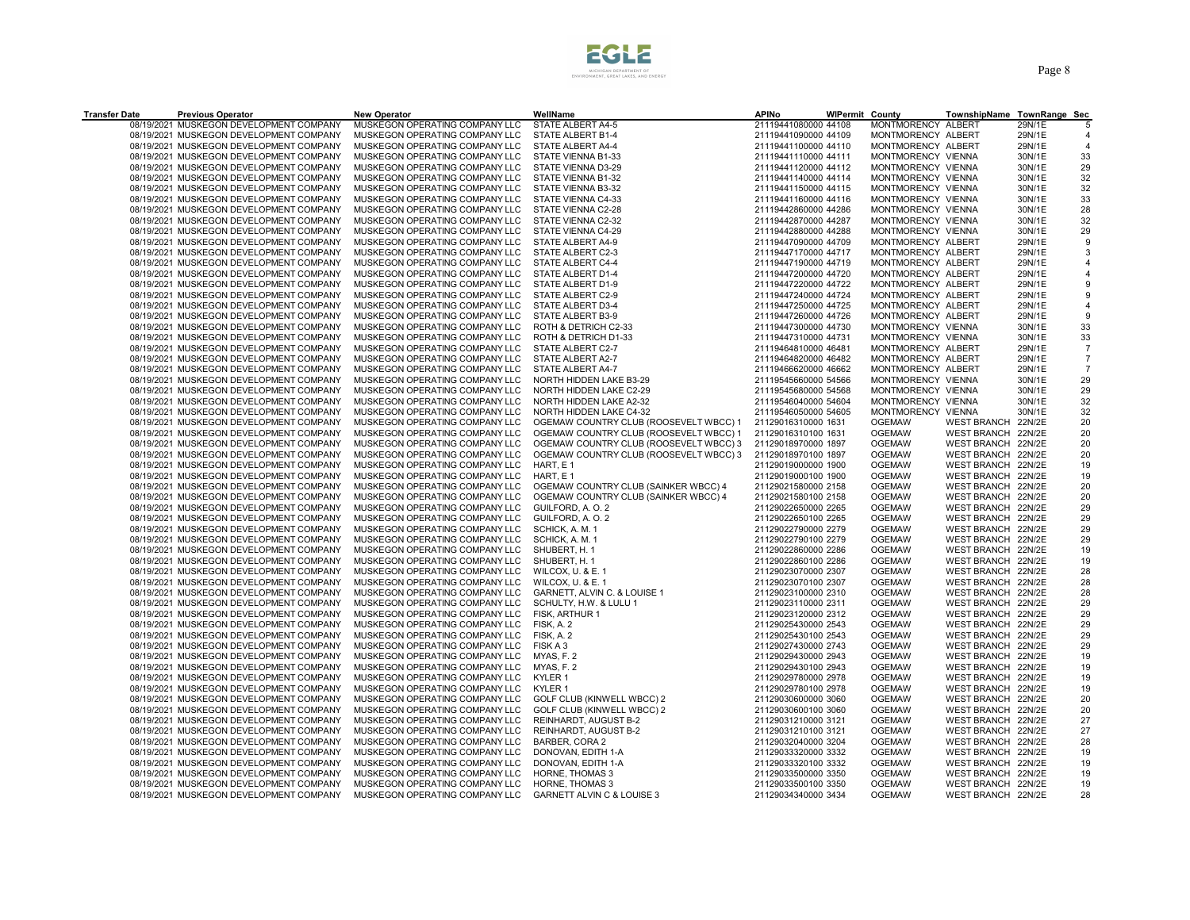| Transfer Date | Previous Operator | New Operator | WellName | APINo | WIPermit | County | TownshipName | TownRange | Sec |
|---|---|---|---|---|---|---|---|---|---|
| 08/19/2021 | MUSKEGON DEVELOPMENT COMPANY | MUSKEGON OPERATING COMPANY LLC | STATE ALBERT A4-5 | 21119441080000 | 44108 | MONTMORENCY | ALBERT | 29N/1E | 5 |
| 08/19/2021 | MUSKEGON DEVELOPMENT COMPANY | MUSKEGON OPERATING COMPANY LLC | STATE ALBERT B1-4 | 21119441090000 | 44109 | MONTMORENCY | ALBERT | 29N/1E | 4 |
| 08/19/2021 | MUSKEGON DEVELOPMENT COMPANY | MUSKEGON OPERATING COMPANY LLC | STATE ALBERT A4-4 | 21119441100000 | 44110 | MONTMORENCY | ALBERT | 29N/1E | 4 |
| 08/19/2021 | MUSKEGON DEVELOPMENT COMPANY | MUSKEGON OPERATING COMPANY LLC | STATE VIENNA B1-33 | 21119441110000 | 44111 | MONTMORENCY | VIENNA | 30N/1E | 33 |
| 08/19/2021 | MUSKEGON DEVELOPMENT COMPANY | MUSKEGON OPERATING COMPANY LLC | STATE VIENNA D3-29 | 21119441120000 | 44112 | MONTMORENCY | VIENNA | 30N/1E | 29 |
| 08/19/2021 | MUSKEGON DEVELOPMENT COMPANY | MUSKEGON OPERATING COMPANY LLC | STATE VIENNA B1-32 | 21119441140000 | 44114 | MONTMORENCY | VIENNA | 30N/1E | 32 |
| 08/19/2021 | MUSKEGON DEVELOPMENT COMPANY | MUSKEGON OPERATING COMPANY LLC | STATE VIENNA B3-32 | 21119441150000 | 44115 | MONTMORENCY | VIENNA | 30N/1E | 32 |
| 08/19/2021 | MUSKEGON DEVELOPMENT COMPANY | MUSKEGON OPERATING COMPANY LLC | STATE VIENNA C4-33 | 21119441160000 | 44116 | MONTMORENCY | VIENNA | 30N/1E | 33 |
| 08/19/2021 | MUSKEGON DEVELOPMENT COMPANY | MUSKEGON OPERATING COMPANY LLC | STATE VIENNA C2-28 | 21119442860000 | 44286 | MONTMORENCY | VIENNA | 30N/1E | 28 |
| 08/19/2021 | MUSKEGON DEVELOPMENT COMPANY | MUSKEGON OPERATING COMPANY LLC | STATE VIENNA C2-32 | 21119442870000 | 44287 | MONTMORENCY | VIENNA | 30N/1E | 32 |
| 08/19/2021 | MUSKEGON DEVELOPMENT COMPANY | MUSKEGON OPERATING COMPANY LLC | STATE VIENNA C4-29 | 21119442880000 | 44288 | MONTMORENCY | VIENNA | 30N/1E | 29 |
| 08/19/2021 | MUSKEGON DEVELOPMENT COMPANY | MUSKEGON OPERATING COMPANY LLC | STATE ALBERT A4-9 | 21119447090000 | 44709 | MONTMORENCY | ALBERT | 29N/1E | 9 |
| 08/19/2021 | MUSKEGON DEVELOPMENT COMPANY | MUSKEGON OPERATING COMPANY LLC | STATE ALBERT C2-3 | 21119447170000 | 44717 | MONTMORENCY | ALBERT | 29N/1E | 3 |
| 08/19/2021 | MUSKEGON DEVELOPMENT COMPANY | MUSKEGON OPERATING COMPANY LLC | STATE ALBERT C4-4 | 21119447190000 | 44719 | MONTMORENCY | ALBERT | 29N/1E | 4 |
| 08/19/2021 | MUSKEGON DEVELOPMENT COMPANY | MUSKEGON OPERATING COMPANY LLC | STATE ALBERT D1-4 | 21119447200000 | 44720 | MONTMORENCY | ALBERT | 29N/1E | 4 |
| 08/19/2021 | MUSKEGON DEVELOPMENT COMPANY | MUSKEGON OPERATING COMPANY LLC | STATE ALBERT D1-9 | 21119447220000 | 44722 | MONTMORENCY | ALBERT | 29N/1E | 9 |
| 08/19/2021 | MUSKEGON DEVELOPMENT COMPANY | MUSKEGON OPERATING COMPANY LLC | STATE ALBERT C2-9 | 21119447240000 | 44724 | MONTMORENCY | ALBERT | 29N/1E | 9 |
| 08/19/2021 | MUSKEGON DEVELOPMENT COMPANY | MUSKEGON OPERATING COMPANY LLC | STATE ALBERT D3-4 | 21119447250000 | 44725 | MONTMORENCY | ALBERT | 29N/1E | 4 |
| 08/19/2021 | MUSKEGON DEVELOPMENT COMPANY | MUSKEGON OPERATING COMPANY LLC | STATE ALBERT B3-9 | 21119447260000 | 44726 | MONTMORENCY | ALBERT | 29N/1E | 9 |
| 08/19/2021 | MUSKEGON DEVELOPMENT COMPANY | MUSKEGON OPERATING COMPANY LLC | ROTH & DETRICH C2-33 | 21119447300000 | 44730 | MONTMORENCY | VIENNA | 30N/1E | 33 |
| 08/19/2021 | MUSKEGON DEVELOPMENT COMPANY | MUSKEGON OPERATING COMPANY LLC | ROTH & DETRICH D1-33 | 21119447310000 | 44731 | MONTMORENCY | VIENNA | 30N/1E | 33 |
| 08/19/2021 | MUSKEGON DEVELOPMENT COMPANY | MUSKEGON OPERATING COMPANY LLC | STATE ALBERT C2-7 | 21119464810000 | 46481 | MONTMORENCY | ALBERT | 29N/1E | 7 |
| 08/19/2021 | MUSKEGON DEVELOPMENT COMPANY | MUSKEGON OPERATING COMPANY LLC | STATE ALBERT A2-7 | 21119464820000 | 46482 | MONTMORENCY | ALBERT | 29N/1E | 7 |
| 08/19/2021 | MUSKEGON DEVELOPMENT COMPANY | MUSKEGON OPERATING COMPANY LLC | STATE ALBERT A4-7 | 21119466620000 | 46662 | MONTMORENCY | ALBERT | 29N/1E | 7 |
| 08/19/2021 | MUSKEGON DEVELOPMENT COMPANY | MUSKEGON OPERATING COMPANY LLC | NORTH HIDDEN LAKE B3-29 | 21119545660000 | 54566 | MONTMORENCY | VIENNA | 30N/1E | 29 |
| 08/19/2021 | MUSKEGON DEVELOPMENT COMPANY | MUSKEGON OPERATING COMPANY LLC | NORTH HIDDEN LAKE C2-29 | 21119545680000 | 54568 | MONTMORENCY | VIENNA | 30N/1E | 29 |
| 08/19/2021 | MUSKEGON DEVELOPMENT COMPANY | MUSKEGON OPERATING COMPANY LLC | NORTH HIDDEN LAKE A2-32 | 21119546040000 | 54604 | MONTMORENCY | VIENNA | 30N/1E | 32 |
| 08/19/2021 | MUSKEGON DEVELOPMENT COMPANY | MUSKEGON OPERATING COMPANY LLC | NORTH HIDDEN LAKE C4-32 | 21119546050000 | 54605 | MONTMORENCY | VIENNA | 30N/1E | 32 |
| 08/19/2021 | MUSKEGON DEVELOPMENT COMPANY | MUSKEGON OPERATING COMPANY LLC | OGEMAW COUNTRY CLUB (ROOSEVELT WBCC) 1 | 21129016310000 | 1631 | OGEMAW | WEST BRANCH | 22N/2E | 20 |
| 08/19/2021 | MUSKEGON DEVELOPMENT COMPANY | MUSKEGON OPERATING COMPANY LLC | OGEMAW COUNTRY CLUB (ROOSEVELT WBCC) 1 | 21129016310100 | 1631 | OGEMAW | WEST BRANCH | 22N/2E | 20 |
| 08/19/2021 | MUSKEGON DEVELOPMENT COMPANY | MUSKEGON OPERATING COMPANY LLC | OGEMAW COUNTRY CLUB (ROOSEVELT WBCC) 3 | 21129018970000 | 1897 | OGEMAW | WEST BRANCH | 22N/2E | 20 |
| 08/19/2021 | MUSKEGON DEVELOPMENT COMPANY | MUSKEGON OPERATING COMPANY LLC | OGEMAW COUNTRY CLUB (ROOSEVELT WBCC) 3 | 21129018970100 | 1897 | OGEMAW | WEST BRANCH | 22N/2E | 20 |
| 08/19/2021 | MUSKEGON DEVELOPMENT COMPANY | MUSKEGON OPERATING COMPANY LLC | HART, E 1 | 21129019000000 | 1900 | OGEMAW | WEST BRANCH | 22N/2E | 19 |
| 08/19/2021 | MUSKEGON DEVELOPMENT COMPANY | MUSKEGON OPERATING COMPANY LLC | HART, E 1 | 21129019000100 | 1900 | OGEMAW | WEST BRANCH | 22N/2E | 19 |
| 08/19/2021 | MUSKEGON DEVELOPMENT COMPANY | MUSKEGON OPERATING COMPANY LLC | OGEMAW COUNTRY CLUB (SAINKER WBCC) 4 | 21129021580000 | 2158 | OGEMAW | WEST BRANCH | 22N/2E | 20 |
| 08/19/2021 | MUSKEGON DEVELOPMENT COMPANY | MUSKEGON OPERATING COMPANY LLC | OGEMAW COUNTRY CLUB (SAINKER WBCC) 4 | 21129021580100 | 2158 | OGEMAW | WEST BRANCH | 22N/2E | 20 |
| 08/19/2021 | MUSKEGON DEVELOPMENT COMPANY | MUSKEGON OPERATING COMPANY LLC | GUILFORD, A. O. 2 | 21129022650000 | 2265 | OGEMAW | WEST BRANCH | 22N/2E | 29 |
| 08/19/2021 | MUSKEGON DEVELOPMENT COMPANY | MUSKEGON OPERATING COMPANY LLC | GUILFORD, A. O. 2 | 21129022650100 | 2265 | OGEMAW | WEST BRANCH | 22N/2E | 29 |
| 08/19/2021 | MUSKEGON DEVELOPMENT COMPANY | MUSKEGON OPERATING COMPANY LLC | SCHICK, A. M. 1 | 21129022790000 | 2279 | OGEMAW | WEST BRANCH | 22N/2E | 29 |
| 08/19/2021 | MUSKEGON DEVELOPMENT COMPANY | MUSKEGON OPERATING COMPANY LLC | SCHICK, A. M. 1 | 21129022790100 | 2279 | OGEMAW | WEST BRANCH | 22N/2E | 29 |
| 08/19/2021 | MUSKEGON DEVELOPMENT COMPANY | MUSKEGON OPERATING COMPANY LLC | SHUBERT, H. 1 | 21129022860000 | 2286 | OGEMAW | WEST BRANCH | 22N/2E | 19 |
| 08/19/2021 | MUSKEGON DEVELOPMENT COMPANY | MUSKEGON OPERATING COMPANY LLC | SHUBERT, H. 1 | 21129022860100 | 2286 | OGEMAW | WEST BRANCH | 22N/2E | 19 |
| 08/19/2021 | MUSKEGON DEVELOPMENT COMPANY | MUSKEGON OPERATING COMPANY LLC | WILCOX, U. & E. 1 | 21129023070000 | 2307 | OGEMAW | WEST BRANCH | 22N/2E | 28 |
| 08/19/2021 | MUSKEGON DEVELOPMENT COMPANY | MUSKEGON OPERATING COMPANY LLC | WILCOX, U. & E. 1 | 21129023070100 | 2307 | OGEMAW | WEST BRANCH | 22N/2E | 28 |
| 08/19/2021 | MUSKEGON DEVELOPMENT COMPANY | MUSKEGON OPERATING COMPANY LLC | GARNETT, ALVIN C. & LOUISE 1 | 21129023100000 | 2310 | OGEMAW | WEST BRANCH | 22N/2E | 28 |
| 08/19/2021 | MUSKEGON DEVELOPMENT COMPANY | MUSKEGON OPERATING COMPANY LLC | SCHULTY, H.W. & LULU 1 | 21129023110000 | 2311 | OGEMAW | WEST BRANCH | 22N/2E | 29 |
| 08/19/2021 | MUSKEGON DEVELOPMENT COMPANY | MUSKEGON OPERATING COMPANY LLC | FISK, ARTHUR 1 | 21129023120000 | 2312 | OGEMAW | WEST BRANCH | 22N/2E | 29 |
| 08/19/2021 | MUSKEGON DEVELOPMENT COMPANY | MUSKEGON OPERATING COMPANY LLC | FISK, A. 2 | 21129025430000 | 2543 | OGEMAW | WEST BRANCH | 22N/2E | 29 |
| 08/19/2021 | MUSKEGON DEVELOPMENT COMPANY | MUSKEGON OPERATING COMPANY LLC | FISK, A. 2 | 21129025430100 | 2543 | OGEMAW | WEST BRANCH | 22N/2E | 29 |
| 08/19/2021 | MUSKEGON DEVELOPMENT COMPANY | MUSKEGON OPERATING COMPANY LLC | FISK A 3 | 21129027430000 | 2743 | OGEMAW | WEST BRANCH | 22N/2E | 29 |
| 08/19/2021 | MUSKEGON DEVELOPMENT COMPANY | MUSKEGON OPERATING COMPANY LLC | MYAS, F. 2 | 21129029430000 | 2943 | OGEMAW | WEST BRANCH | 22N/2E | 19 |
| 08/19/2021 | MUSKEGON DEVELOPMENT COMPANY | MUSKEGON OPERATING COMPANY LLC | MYAS, F. 2 | 21129029430100 | 2943 | OGEMAW | WEST BRANCH | 22N/2E | 19 |
| 08/19/2021 | MUSKEGON DEVELOPMENT COMPANY | MUSKEGON OPERATING COMPANY LLC | KYLER 1 | 21129029780000 | 2978 | OGEMAW | WEST BRANCH | 22N/2E | 19 |
| 08/19/2021 | MUSKEGON DEVELOPMENT COMPANY | MUSKEGON OPERATING COMPANY LLC | KYLER 1 | 21129029780100 | 2978 | OGEMAW | WEST BRANCH | 22N/2E | 19 |
| 08/19/2021 | MUSKEGON DEVELOPMENT COMPANY | MUSKEGON OPERATING COMPANY LLC | GOLF CLUB (KINWELL WBCC) 2 | 21129030600000 | 3060 | OGEMAW | WEST BRANCH | 22N/2E | 20 |
| 08/19/2021 | MUSKEGON DEVELOPMENT COMPANY | MUSKEGON OPERATING COMPANY LLC | GOLF CLUB (KINWELL WBCC) 2 | 21129030600100 | 3060 | OGEMAW | WEST BRANCH | 22N/2E | 20 |
| 08/19/2021 | MUSKEGON DEVELOPMENT COMPANY | MUSKEGON OPERATING COMPANY LLC | REINHARDT, AUGUST B-2 | 21129031210000 | 3121 | OGEMAW | WEST BRANCH | 22N/2E | 27 |
| 08/19/2021 | MUSKEGON DEVELOPMENT COMPANY | MUSKEGON OPERATING COMPANY LLC | REINHARDT, AUGUST B-2 | 21129031210100 | 3121 | OGEMAW | WEST BRANCH | 22N/2E | 27 |
| 08/19/2021 | MUSKEGON DEVELOPMENT COMPANY | MUSKEGON OPERATING COMPANY LLC | BARBER, CORA 2 | 21129032040000 | 3204 | OGEMAW | WEST BRANCH | 22N/2E | 28 |
| 08/19/2021 | MUSKEGON DEVELOPMENT COMPANY | MUSKEGON OPERATING COMPANY LLC | DONOVAN, EDITH 1-A | 21129033320000 | 3332 | OGEMAW | WEST BRANCH | 22N/2E | 19 |
| 08/19/2021 | MUSKEGON DEVELOPMENT COMPANY | MUSKEGON OPERATING COMPANY LLC | DONOVAN, EDITH 1-A | 21129033320100 | 3332 | OGEMAW | WEST BRANCH | 22N/2E | 19 |
| 08/19/2021 | MUSKEGON DEVELOPMENT COMPANY | MUSKEGON OPERATING COMPANY LLC | HORNE, THOMAS 3 | 21129033500000 | 3350 | OGEMAW | WEST BRANCH | 22N/2E | 19 |
| 08/19/2021 | MUSKEGON DEVELOPMENT COMPANY | MUSKEGON OPERATING COMPANY LLC | HORNE, THOMAS 3 | 21129033500100 | 3350 | OGEMAW | WEST BRANCH | 22N/2E | 19 |
| 08/19/2021 | MUSKEGON DEVELOPMENT COMPANY | MUSKEGON OPERATING COMPANY LLC | GARNETT ALVIN C & LOUISE 3 | 21129034340000 | 3434 | OGEMAW | WEST BRANCH | 22N/2E | 28 |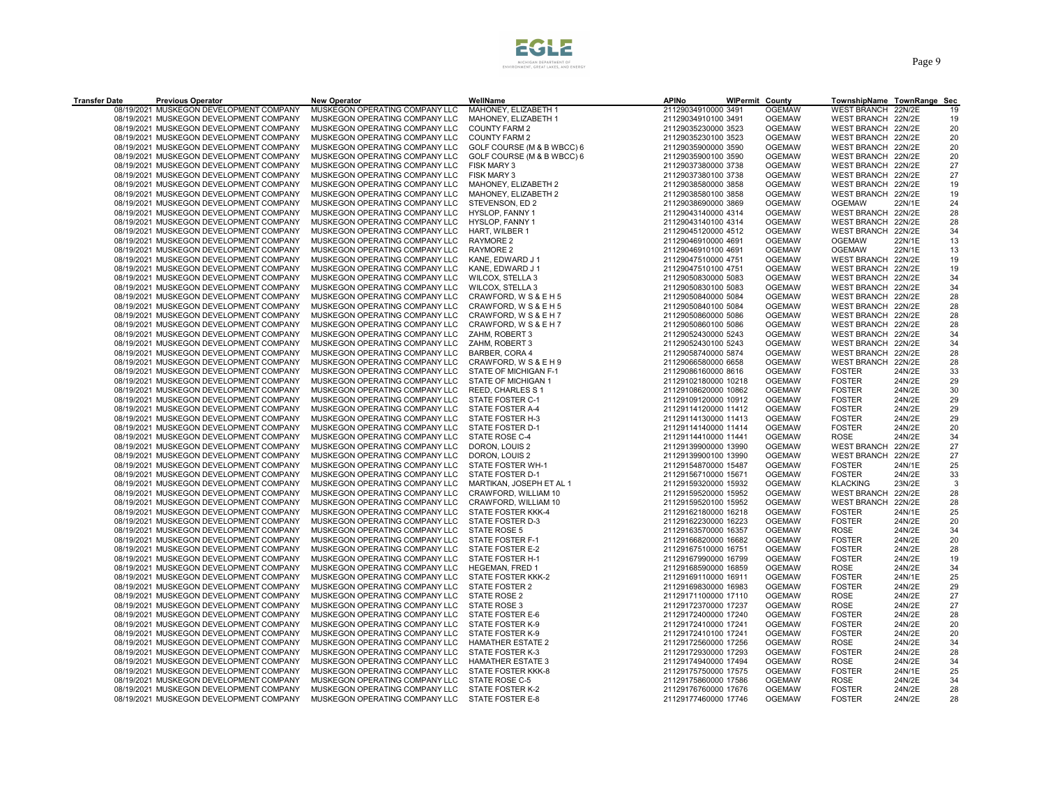| Transfer Date | Previous Operator | New Operator | WellName | APINo | WIPermit | County | TownshipName | TownRange | Sec |
|---|---|---|---|---|---|---|---|---|---|
| 08/19/2021 | MUSKEGON DEVELOPMENT COMPANY | MUSKEGON OPERATING COMPANY LLC | MAHONEY, ELIZABETH 1 | 21129034910000 | 3491 | OGEMAW | WEST BRANCH | 22N/2E | 19 |
| 08/19/2021 | MUSKEGON DEVELOPMENT COMPANY | MUSKEGON OPERATING COMPANY LLC | MAHONEY, ELIZABETH 1 | 21129034910100 | 3491 | OGEMAW | WEST BRANCH | 22N/2E | 19 |
| 08/19/2021 | MUSKEGON DEVELOPMENT COMPANY | MUSKEGON OPERATING COMPANY LLC | COUNTY FARM 2 | 21129035230000 | 3523 | OGEMAW | WEST BRANCH | 22N/2E | 20 |
| 08/19/2021 | MUSKEGON DEVELOPMENT COMPANY | MUSKEGON OPERATING COMPANY LLC | COUNTY FARM 2 | 21129035230100 | 3523 | OGEMAW | WEST BRANCH | 22N/2E | 20 |
| 08/19/2021 | MUSKEGON DEVELOPMENT COMPANY | MUSKEGON OPERATING COMPANY LLC | GOLF COURSE (M & B WBCC) 6 | 21129035900000 | 3590 | OGEMAW | WEST BRANCH | 22N/2E | 20 |
| 08/19/2021 | MUSKEGON DEVELOPMENT COMPANY | MUSKEGON OPERATING COMPANY LLC | GOLF COURSE (M & B WBCC) 6 | 21129035900100 | 3590 | OGEMAW | WEST BRANCH | 22N/2E | 20 |
| 08/19/2021 | MUSKEGON DEVELOPMENT COMPANY | MUSKEGON OPERATING COMPANY LLC | FISK MARY 3 | 21129037380000 | 3738 | OGEMAW | WEST BRANCH | 22N/2E | 27 |
| 08/19/2021 | MUSKEGON DEVELOPMENT COMPANY | MUSKEGON OPERATING COMPANY LLC | FISK MARY 3 | 21129037380100 | 3738 | OGEMAW | WEST BRANCH | 22N/2E | 27 |
| 08/19/2021 | MUSKEGON DEVELOPMENT COMPANY | MUSKEGON OPERATING COMPANY LLC | MAHONEY, ELIZABETH 2 | 21129038580000 | 3858 | OGEMAW | WEST BRANCH | 22N/2E | 19 |
| 08/19/2021 | MUSKEGON DEVELOPMENT COMPANY | MUSKEGON OPERATING COMPANY LLC | MAHONEY, ELIZABETH 2 | 21129038580100 | 3858 | OGEMAW | WEST BRANCH | 22N/2E | 19 |
| 08/19/2021 | MUSKEGON DEVELOPMENT COMPANY | MUSKEGON OPERATING COMPANY LLC | STEVENSON, ED 2 | 21129038690000 | 3869 | OGEMAW | OGEMAW | 22N/1E | 24 |
| 08/19/2021 | MUSKEGON DEVELOPMENT COMPANY | MUSKEGON OPERATING COMPANY LLC | HYSLOP, FANNY 1 | 21129043140000 | 4314 | OGEMAW | WEST BRANCH | 22N/2E | 28 |
| 08/19/2021 | MUSKEGON DEVELOPMENT COMPANY | MUSKEGON OPERATING COMPANY LLC | HYSLOP, FANNY 1 | 21129043140100 | 4314 | OGEMAW | WEST BRANCH | 22N/2E | 28 |
| 08/19/2021 | MUSKEGON DEVELOPMENT COMPANY | MUSKEGON OPERATING COMPANY LLC | HART, WILBER 1 | 21129045120000 | 4512 | OGEMAW | WEST BRANCH | 22N/2E | 34 |
| 08/19/2021 | MUSKEGON DEVELOPMENT COMPANY | MUSKEGON OPERATING COMPANY LLC | RAYMORE 2 | 21129046910000 | 4691 | OGEMAW | OGEMAW | 22N/1E | 13 |
| 08/19/2021 | MUSKEGON DEVELOPMENT COMPANY | MUSKEGON OPERATING COMPANY LLC | RAYMORE 2 | 21129046910100 | 4691 | OGEMAW | OGEMAW | 22N/1E | 13 |
| 08/19/2021 | MUSKEGON DEVELOPMENT COMPANY | MUSKEGON OPERATING COMPANY LLC | KANE, EDWARD J 1 | 21129047510000 | 4751 | OGEMAW | WEST BRANCH | 22N/2E | 19 |
| 08/19/2021 | MUSKEGON DEVELOPMENT COMPANY | MUSKEGON OPERATING COMPANY LLC | KANE, EDWARD J 1 | 21129047510100 | 4751 | OGEMAW | WEST BRANCH | 22N/2E | 19 |
| 08/19/2021 | MUSKEGON DEVELOPMENT COMPANY | MUSKEGON OPERATING COMPANY LLC | WILCOX, STELLA 3 | 21129050830000 | 5083 | OGEMAW | WEST BRANCH | 22N/2E | 34 |
| 08/19/2021 | MUSKEGON DEVELOPMENT COMPANY | MUSKEGON OPERATING COMPANY LLC | WILCOX, STELLA 3 | 21129050830100 | 5083 | OGEMAW | WEST BRANCH | 22N/2E | 34 |
| 08/19/2021 | MUSKEGON DEVELOPMENT COMPANY | MUSKEGON OPERATING COMPANY LLC | CRAWFORD, W S & E H 5 | 21129050840000 | 5084 | OGEMAW | WEST BRANCH | 22N/2E | 28 |
| 08/19/2021 | MUSKEGON DEVELOPMENT COMPANY | MUSKEGON OPERATING COMPANY LLC | CRAWFORD, W S & E H 5 | 21129050840100 | 5084 | OGEMAW | WEST BRANCH | 22N/2E | 28 |
| 08/19/2021 | MUSKEGON DEVELOPMENT COMPANY | MUSKEGON OPERATING COMPANY LLC | CRAWFORD, W S & E H 7 | 21129050860000 | 5086 | OGEMAW | WEST BRANCH | 22N/2E | 28 |
| 08/19/2021 | MUSKEGON DEVELOPMENT COMPANY | MUSKEGON OPERATING COMPANY LLC | CRAWFORD, W S & E H 7 | 21129050860100 | 5086 | OGEMAW | WEST BRANCH | 22N/2E | 28 |
| 08/19/2021 | MUSKEGON DEVELOPMENT COMPANY | MUSKEGON OPERATING COMPANY LLC | ZAHM, ROBERT 3 | 21129052430000 | 5243 | OGEMAW | WEST BRANCH | 22N/2E | 34 |
| 08/19/2021 | MUSKEGON DEVELOPMENT COMPANY | MUSKEGON OPERATING COMPANY LLC | ZAHM, ROBERT 3 | 21129052430100 | 5243 | OGEMAW | WEST BRANCH | 22N/2E | 34 |
| 08/19/2021 | MUSKEGON DEVELOPMENT COMPANY | MUSKEGON OPERATING COMPANY LLC | BARBER, CORA 4 | 21129058740000 | 5874 | OGEMAW | WEST BRANCH | 22N/2E | 28 |
| 08/19/2021 | MUSKEGON DEVELOPMENT COMPANY | MUSKEGON OPERATING COMPANY LLC | CRAWFORD, W S & E H 9 | 21129066580000 | 6658 | OGEMAW | WEST BRANCH | 22N/2E | 28 |
| 08/19/2021 | MUSKEGON DEVELOPMENT COMPANY | MUSKEGON OPERATING COMPANY LLC | STATE OF MICHIGAN F-1 | 21129086160000 | 8616 | OGEMAW | FOSTER | 24N/2E | 33 |
| 08/19/2021 | MUSKEGON DEVELOPMENT COMPANY | MUSKEGON OPERATING COMPANY LLC | STATE OF MICHIGAN 1 | 21129102180000 | 10218 | OGEMAW | FOSTER | 24N/2E | 29 |
| 08/19/2021 | MUSKEGON DEVELOPMENT COMPANY | MUSKEGON OPERATING COMPANY LLC | REED, CHARLES S 1 | 21129108620000 | 10862 | OGEMAW | FOSTER | 24N/2E | 30 |
| 08/19/2021 | MUSKEGON DEVELOPMENT COMPANY | MUSKEGON OPERATING COMPANY LLC | STATE FOSTER C-1 | 21129109120000 | 10912 | OGEMAW | FOSTER | 24N/2E | 29 |
| 08/19/2021 | MUSKEGON DEVELOPMENT COMPANY | MUSKEGON OPERATING COMPANY LLC | STATE FOSTER A-4 | 21129114120000 | 11412 | OGEMAW | FOSTER | 24N/2E | 29 |
| 08/19/2021 | MUSKEGON DEVELOPMENT COMPANY | MUSKEGON OPERATING COMPANY LLC | STATE FOSTER H-3 | 21129114130000 | 11413 | OGEMAW | FOSTER | 24N/2E | 29 |
| 08/19/2021 | MUSKEGON DEVELOPMENT COMPANY | MUSKEGON OPERATING COMPANY LLC | STATE FOSTER D-1 | 21129114140000 | 11414 | OGEMAW | FOSTER | 24N/2E | 20 |
| 08/19/2021 | MUSKEGON DEVELOPMENT COMPANY | MUSKEGON OPERATING COMPANY LLC | STATE ROSE C-4 | 21129114410000 | 11441 | OGEMAW | ROSE | 24N/2E | 34 |
| 08/19/2021 | MUSKEGON DEVELOPMENT COMPANY | MUSKEGON OPERATING COMPANY LLC | DORON, LOUIS 2 | 21129139900000 | 13990 | OGEMAW | WEST BRANCH | 22N/2E | 27 |
| 08/19/2021 | MUSKEGON DEVELOPMENT COMPANY | MUSKEGON OPERATING COMPANY LLC | DORON, LOUIS 2 | 21129139900100 | 13990 | OGEMAW | WEST BRANCH | 22N/2E | 27 |
| 08/19/2021 | MUSKEGON DEVELOPMENT COMPANY | MUSKEGON OPERATING COMPANY LLC | STATE FOSTER WH-1 | 21129154870000 | 15487 | OGEMAW | FOSTER | 24N/1E | 25 |
| 08/19/2021 | MUSKEGON DEVELOPMENT COMPANY | MUSKEGON OPERATING COMPANY LLC | STATE FOSTER D-1 | 21129156710000 | 15671 | OGEMAW | FOSTER | 24N/2E | 33 |
| 08/19/2021 | MUSKEGON DEVELOPMENT COMPANY | MUSKEGON OPERATING COMPANY LLC | MARTIKAN, JOSEPH ET AL 1 | 21129159320000 | 15932 | OGEMAW | KLACKING | 23N/2E | 3 |
| 08/19/2021 | MUSKEGON DEVELOPMENT COMPANY | MUSKEGON OPERATING COMPANY LLC | CRAWFORD, WILLIAM 10 | 21129159520000 | 15952 | OGEMAW | WEST BRANCH | 22N/2E | 28 |
| 08/19/2021 | MUSKEGON DEVELOPMENT COMPANY | MUSKEGON OPERATING COMPANY LLC | CRAWFORD, WILLIAM 10 | 21129159520100 | 15952 | OGEMAW | WEST BRANCH | 22N/2E | 28 |
| 08/19/2021 | MUSKEGON DEVELOPMENT COMPANY | MUSKEGON OPERATING COMPANY LLC | STATE FOSTER KKK-4 | 21129162180000 | 16218 | OGEMAW | FOSTER | 24N/1E | 25 |
| 08/19/2021 | MUSKEGON DEVELOPMENT COMPANY | MUSKEGON OPERATING COMPANY LLC | STATE FOSTER D-3 | 21129162230000 | 16223 | OGEMAW | FOSTER | 24N/2E | 20 |
| 08/19/2021 | MUSKEGON DEVELOPMENT COMPANY | MUSKEGON OPERATING COMPANY LLC | STATE ROSE 5 | 21129163570000 | 16357 | OGEMAW | ROSE | 24N/2E | 34 |
| 08/19/2021 | MUSKEGON DEVELOPMENT COMPANY | MUSKEGON OPERATING COMPANY LLC | STATE FOSTER F-1 | 21129166820000 | 16682 | OGEMAW | FOSTER | 24N/2E | 20 |
| 08/19/2021 | MUSKEGON DEVELOPMENT COMPANY | MUSKEGON OPERATING COMPANY LLC | STATE FOSTER E-2 | 21129167510000 | 16751 | OGEMAW | FOSTER | 24N/2E | 28 |
| 08/19/2021 | MUSKEGON DEVELOPMENT COMPANY | MUSKEGON OPERATING COMPANY LLC | STATE FOSTER H-1 | 21129167990000 | 16799 | OGEMAW | FOSTER | 24N/2E | 19 |
| 08/19/2021 | MUSKEGON DEVELOPMENT COMPANY | MUSKEGON OPERATING COMPANY LLC | HEGEMAN, FRED 1 | 21129168590000 | 16859 | OGEMAW | ROSE | 24N/2E | 34 |
| 08/19/2021 | MUSKEGON DEVELOPMENT COMPANY | MUSKEGON OPERATING COMPANY LLC | STATE FOSTER KKK-2 | 21129169110000 | 16911 | OGEMAW | FOSTER | 24N/1E | 25 |
| 08/19/2021 | MUSKEGON DEVELOPMENT COMPANY | MUSKEGON OPERATING COMPANY LLC | STATE FOSTER 2 | 21129169830000 | 16983 | OGEMAW | FOSTER | 24N/2E | 29 |
| 08/19/2021 | MUSKEGON DEVELOPMENT COMPANY | MUSKEGON OPERATING COMPANY LLC | STATE ROSE 2 | 21129171100000 | 17110 | OGEMAW | ROSE | 24N/2E | 27 |
| 08/19/2021 | MUSKEGON DEVELOPMENT COMPANY | MUSKEGON OPERATING COMPANY LLC | STATE ROSE 3 | 21129172370000 | 17237 | OGEMAW | ROSE | 24N/2E | 27 |
| 08/19/2021 | MUSKEGON DEVELOPMENT COMPANY | MUSKEGON OPERATING COMPANY LLC | STATE FOSTER E-6 | 21129172400000 | 17240 | OGEMAW | FOSTER | 24N/2E | 28 |
| 08/19/2021 | MUSKEGON DEVELOPMENT COMPANY | MUSKEGON OPERATING COMPANY LLC | STATE FOSTER K-9 | 21129172410000 | 17241 | OGEMAW | FOSTER | 24N/2E | 20 |
| 08/19/2021 | MUSKEGON DEVELOPMENT COMPANY | MUSKEGON OPERATING COMPANY LLC | STATE FOSTER K-9 | 21129172410100 | 17241 | OGEMAW | FOSTER | 24N/2E | 20 |
| 08/19/2021 | MUSKEGON DEVELOPMENT COMPANY | MUSKEGON OPERATING COMPANY LLC | HAMATHER ESTATE 2 | 21129172560000 | 17256 | OGEMAW | ROSE | 24N/2E | 34 |
| 08/19/2021 | MUSKEGON DEVELOPMENT COMPANY | MUSKEGON OPERATING COMPANY LLC | STATE FOSTER K-3 | 21129172930000 | 17293 | OGEMAW | FOSTER | 24N/2E | 28 |
| 08/19/2021 | MUSKEGON DEVELOPMENT COMPANY | MUSKEGON OPERATING COMPANY LLC | HAMATHER ESTATE 3 | 21129174940000 | 17494 | OGEMAW | ROSE | 24N/2E | 34 |
| 08/19/2021 | MUSKEGON DEVELOPMENT COMPANY | MUSKEGON OPERATING COMPANY LLC | STATE FOSTER KKK-8 | 21129175750000 | 17575 | OGEMAW | FOSTER | 24N/1E | 25 |
| 08/19/2021 | MUSKEGON DEVELOPMENT COMPANY | MUSKEGON OPERATING COMPANY LLC | STATE ROSE C-5 | 21129175860000 | 17586 | OGEMAW | ROSE | 24N/2E | 34 |
| 08/19/2021 | MUSKEGON DEVELOPMENT COMPANY | MUSKEGON OPERATING COMPANY LLC | STATE FOSTER K-2 | 21129176760000 | 17676 | OGEMAW | FOSTER | 24N/2E | 28 |
| 08/19/2021 | MUSKEGON DEVELOPMENT COMPANY | MUSKEGON OPERATING COMPANY LLC | STATE FOSTER E-8 | 21129177460000 | 17746 | OGEMAW | FOSTER | 24N/2E | 28 |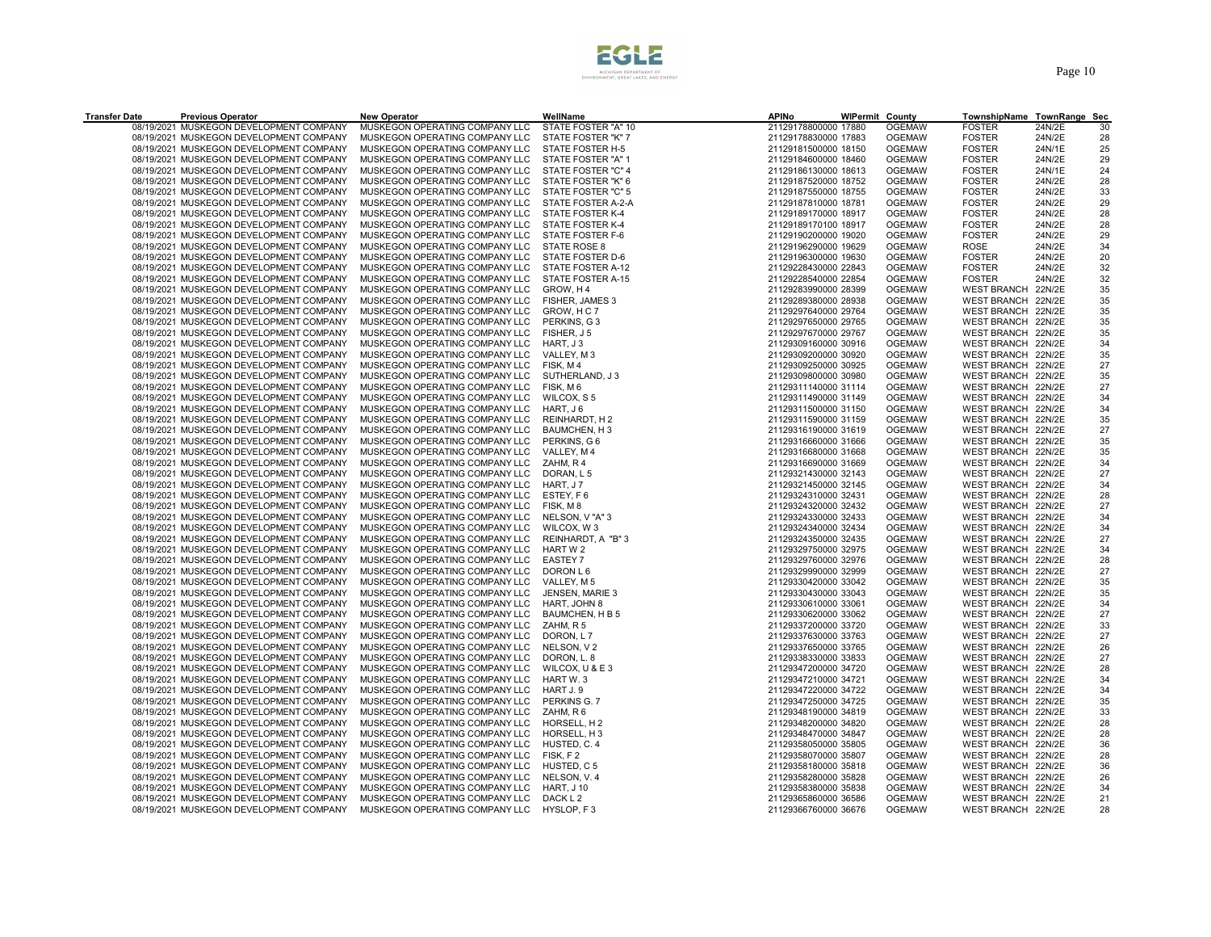| Transfer Date | Previous Operator | New Operator | WellName | APINo | WIPermit | County | TownshipName | TownRange | Sec |
|---|---|---|---|---|---|---|---|---|---|
| 08/19/2021 | MUSKEGON DEVELOPMENT COMPANY | MUSKEGON OPERATING COMPANY LLC | STATE FOSTER "A" 10 | 21129178800000 | 17880 | OGEMAW | FOSTER | 24N/2E | 30 |
| 08/19/2021 | MUSKEGON DEVELOPMENT COMPANY | MUSKEGON OPERATING COMPANY LLC | STATE FOSTER "K" 7 | 21129178830000 | 17883 | OGEMAW | FOSTER | 24N/2E | 28 |
| 08/19/2021 | MUSKEGON DEVELOPMENT COMPANY | MUSKEGON OPERATING COMPANY LLC | STATE FOSTER H-5 | 21129181500000 | 18150 | OGEMAW | FOSTER | 24N/1E | 25 |
| 08/19/2021 | MUSKEGON DEVELOPMENT COMPANY | MUSKEGON OPERATING COMPANY LLC | STATE FOSTER "A" 1 | 21129184600000 | 18460 | OGEMAW | FOSTER | 24N/2E | 29 |
| 08/19/2021 | MUSKEGON DEVELOPMENT COMPANY | MUSKEGON OPERATING COMPANY LLC | STATE FOSTER "C" 4 | 21129186130000 | 18613 | OGEMAW | FOSTER | 24N/1E | 24 |
| 08/19/2021 | MUSKEGON DEVELOPMENT COMPANY | MUSKEGON OPERATING COMPANY LLC | STATE FOSTER "K" 6 | 21129187520000 | 18752 | OGEMAW | FOSTER | 24N/2E | 28 |
| 08/19/2021 | MUSKEGON DEVELOPMENT COMPANY | MUSKEGON OPERATING COMPANY LLC | STATE FOSTER "C" 5 | 21129187550000 | 18755 | OGEMAW | FOSTER | 24N/2E | 33 |
| 08/19/2021 | MUSKEGON DEVELOPMENT COMPANY | MUSKEGON OPERATING COMPANY LLC | STATE FOSTER A-2-A | 21129187810000 | 18781 | OGEMAW | FOSTER | 24N/2E | 29 |
| 08/19/2021 | MUSKEGON DEVELOPMENT COMPANY | MUSKEGON OPERATING COMPANY LLC | STATE FOSTER K-4 | 21129189170000 | 18917 | OGEMAW | FOSTER | 24N/2E | 28 |
| 08/19/2021 | MUSKEGON DEVELOPMENT COMPANY | MUSKEGON OPERATING COMPANY LLC | STATE FOSTER K-4 | 21129189170100 | 18917 | OGEMAW | FOSTER | 24N/2E | 28 |
| 08/19/2021 | MUSKEGON DEVELOPMENT COMPANY | MUSKEGON OPERATING COMPANY LLC | STATE FOSTER F-6 | 21129190200000 | 19020 | OGEMAW | FOSTER | 24N/2E | 29 |
| 08/19/2021 | MUSKEGON DEVELOPMENT COMPANY | MUSKEGON OPERATING COMPANY LLC | STATE ROSE 8 | 21129196290000 | 19629 | OGEMAW | ROSE | 24N/2E | 34 |
| 08/19/2021 | MUSKEGON DEVELOPMENT COMPANY | MUSKEGON OPERATING COMPANY LLC | STATE FOSTER D-6 | 21129196300000 | 19630 | OGEMAW | FOSTER | 24N/2E | 20 |
| 08/19/2021 | MUSKEGON DEVELOPMENT COMPANY | MUSKEGON OPERATING COMPANY LLC | STATE FOSTER A-12 | 21129228430000 | 22843 | OGEMAW | FOSTER | 24N/2E | 32 |
| 08/19/2021 | MUSKEGON DEVELOPMENT COMPANY | MUSKEGON OPERATING COMPANY LLC | STATE FOSTER A-15 | 21129228540000 | 22854 | OGEMAW | FOSTER | 24N/2E | 32 |
| 08/19/2021 | MUSKEGON DEVELOPMENT COMPANY | MUSKEGON OPERATING COMPANY LLC | GROW, H 4 | 21129283990000 | 28399 | OGEMAW | WEST BRANCH | 22N/2E | 35 |
| 08/19/2021 | MUSKEGON DEVELOPMENT COMPANY | MUSKEGON OPERATING COMPANY LLC | FISHER, JAMES 3 | 21129289380000 | 28938 | OGEMAW | WEST BRANCH | 22N/2E | 35 |
| 08/19/2021 | MUSKEGON DEVELOPMENT COMPANY | MUSKEGON OPERATING COMPANY LLC | GROW, H C 7 | 21129297640000 | 29764 | OGEMAW | WEST BRANCH | 22N/2E | 35 |
| 08/19/2021 | MUSKEGON DEVELOPMENT COMPANY | MUSKEGON OPERATING COMPANY LLC | PERKINS, G 3 | 21129297650000 | 29765 | OGEMAW | WEST BRANCH | 22N/2E | 35 |
| 08/19/2021 | MUSKEGON DEVELOPMENT COMPANY | MUSKEGON OPERATING COMPANY LLC | FISHER, J 5 | 21129297670000 | 29767 | OGEMAW | WEST BRANCH | 22N/2E | 35 |
| 08/19/2021 | MUSKEGON DEVELOPMENT COMPANY | MUSKEGON OPERATING COMPANY LLC | HART, J 3 | 21129309160000 | 30916 | OGEMAW | WEST BRANCH | 22N/2E | 34 |
| 08/19/2021 | MUSKEGON DEVELOPMENT COMPANY | MUSKEGON OPERATING COMPANY LLC | VALLEY, M 3 | 21129309200000 | 30920 | OGEMAW | WEST BRANCH | 22N/2E | 35 |
| 08/19/2021 | MUSKEGON DEVELOPMENT COMPANY | MUSKEGON OPERATING COMPANY LLC | FISK, M 4 | 21129309250000 | 30925 | OGEMAW | WEST BRANCH | 22N/2E | 27 |
| 08/19/2021 | MUSKEGON DEVELOPMENT COMPANY | MUSKEGON OPERATING COMPANY LLC | SUTHERLAND, J 3 | 21129309800000 | 30980 | OGEMAW | WEST BRANCH | 22N/2E | 35 |
| 08/19/2021 | MUSKEGON DEVELOPMENT COMPANY | MUSKEGON OPERATING COMPANY LLC | FISK, M 6 | 21129311140000 | 31114 | OGEMAW | WEST BRANCH | 22N/2E | 27 |
| 08/19/2021 | MUSKEGON DEVELOPMENT COMPANY | MUSKEGON OPERATING COMPANY LLC | WILCOX, S 5 | 21129311490000 | 31149 | OGEMAW | WEST BRANCH | 22N/2E | 34 |
| 08/19/2021 | MUSKEGON DEVELOPMENT COMPANY | MUSKEGON OPERATING COMPANY LLC | HART, J 6 | 21129311500000 | 31150 | OGEMAW | WEST BRANCH | 22N/2E | 34 |
| 08/19/2021 | MUSKEGON DEVELOPMENT COMPANY | MUSKEGON OPERATING COMPANY LLC | REINHARDT, H 2 | 21129311590000 | 31159 | OGEMAW | WEST BRANCH | 22N/2E | 35 |
| 08/19/2021 | MUSKEGON DEVELOPMENT COMPANY | MUSKEGON OPERATING COMPANY LLC | BAUMCHEN, H 3 | 21129316190000 | 31619 | OGEMAW | WEST BRANCH | 22N/2E | 27 |
| 08/19/2021 | MUSKEGON DEVELOPMENT COMPANY | MUSKEGON OPERATING COMPANY LLC | PERKINS, G 6 | 21129316660000 | 31666 | OGEMAW | WEST BRANCH | 22N/2E | 35 |
| 08/19/2021 | MUSKEGON DEVELOPMENT COMPANY | MUSKEGON OPERATING COMPANY LLC | VALLEY, M 4 | 21129316680000 | 31668 | OGEMAW | WEST BRANCH | 22N/2E | 35 |
| 08/19/2021 | MUSKEGON DEVELOPMENT COMPANY | MUSKEGON OPERATING COMPANY LLC | ZAHM, R 4 | 21129316690000 | 31669 | OGEMAW | WEST BRANCH | 22N/2E | 34 |
| 08/19/2021 | MUSKEGON DEVELOPMENT COMPANY | MUSKEGON OPERATING COMPANY LLC | DORAN, L 5 | 21129321430000 | 32143 | OGEMAW | WEST BRANCH | 22N/2E | 27 |
| 08/19/2021 | MUSKEGON DEVELOPMENT COMPANY | MUSKEGON OPERATING COMPANY LLC | HART, J 7 | 21129321450000 | 32145 | OGEMAW | WEST BRANCH | 22N/2E | 34 |
| 08/19/2021 | MUSKEGON DEVELOPMENT COMPANY | MUSKEGON OPERATING COMPANY LLC | ESTEY, F 6 | 21129324310000 | 32431 | OGEMAW | WEST BRANCH | 22N/2E | 28 |
| 08/19/2021 | MUSKEGON DEVELOPMENT COMPANY | MUSKEGON OPERATING COMPANY LLC | FISK, M 8 | 21129324320000 | 32432 | OGEMAW | WEST BRANCH | 22N/2E | 27 |
| 08/19/2021 | MUSKEGON DEVELOPMENT COMPANY | MUSKEGON OPERATING COMPANY LLC | NELSON, V "A" 3 | 21129324330000 | 32433 | OGEMAW | WEST BRANCH | 22N/2E | 34 |
| 08/19/2021 | MUSKEGON DEVELOPMENT COMPANY | MUSKEGON OPERATING COMPANY LLC | WILCOX, W 3 | 21129324340000 | 32434 | OGEMAW | WEST BRANCH | 22N/2E | 34 |
| 08/19/2021 | MUSKEGON DEVELOPMENT COMPANY | MUSKEGON OPERATING COMPANY LLC | REINHARDT, A "B" 3 | 21129324350000 | 32435 | OGEMAW | WEST BRANCH | 22N/2E | 27 |
| 08/19/2021 | MUSKEGON DEVELOPMENT COMPANY | MUSKEGON OPERATING COMPANY LLC | HART W 2 | 21129329750000 | 32975 | OGEMAW | WEST BRANCH | 22N/2E | 34 |
| 08/19/2021 | MUSKEGON DEVELOPMENT COMPANY | MUSKEGON OPERATING COMPANY LLC | EASTEY 7 | 21129329760000 | 32976 | OGEMAW | WEST BRANCH | 22N/2E | 28 |
| 08/19/2021 | MUSKEGON DEVELOPMENT COMPANY | MUSKEGON OPERATING COMPANY LLC | DORON L 6 | 21129329990000 | 32999 | OGEMAW | WEST BRANCH | 22N/2E | 27 |
| 08/19/2021 | MUSKEGON DEVELOPMENT COMPANY | MUSKEGON OPERATING COMPANY LLC | VALLEY, M 5 | 21129330420000 | 33042 | OGEMAW | WEST BRANCH | 22N/2E | 35 |
| 08/19/2021 | MUSKEGON DEVELOPMENT COMPANY | MUSKEGON OPERATING COMPANY LLC | JENSEN, MARIE 3 | 21129330430000 | 33043 | OGEMAW | WEST BRANCH | 22N/2E | 35 |
| 08/19/2021 | MUSKEGON DEVELOPMENT COMPANY | MUSKEGON OPERATING COMPANY LLC | HART, JOHN 8 | 21129330610000 | 33061 | OGEMAW | WEST BRANCH | 22N/2E | 34 |
| 08/19/2021 | MUSKEGON DEVELOPMENT COMPANY | MUSKEGON OPERATING COMPANY LLC | BAUMCHEN, H B 5 | 21129330620000 | 33062 | OGEMAW | WEST BRANCH | 22N/2E | 27 |
| 08/19/2021 | MUSKEGON DEVELOPMENT COMPANY | MUSKEGON OPERATING COMPANY LLC | ZAHM, R 5 | 21129337200000 | 33720 | OGEMAW | WEST BRANCH | 22N/2E | 33 |
| 08/19/2021 | MUSKEGON DEVELOPMENT COMPANY | MUSKEGON OPERATING COMPANY LLC | DORON, L 7 | 21129337630000 | 33763 | OGEMAW | WEST BRANCH | 22N/2E | 27 |
| 08/19/2021 | MUSKEGON DEVELOPMENT COMPANY | MUSKEGON OPERATING COMPANY LLC | NELSON, V 2 | 21129337650000 | 33765 | OGEMAW | WEST BRANCH | 22N/2E | 26 |
| 08/19/2021 | MUSKEGON DEVELOPMENT COMPANY | MUSKEGON OPERATING COMPANY LLC | DORON, L. 8 | 21129338330000 | 33833 | OGEMAW | WEST BRANCH | 22N/2E | 27 |
| 08/19/2021 | MUSKEGON DEVELOPMENT COMPANY | MUSKEGON OPERATING COMPANY LLC | WILCOX, U & E 3 | 21129347200000 | 34720 | OGEMAW | WEST BRANCH | 22N/2E | 28 |
| 08/19/2021 | MUSKEGON DEVELOPMENT COMPANY | MUSKEGON OPERATING COMPANY LLC | HART W. 3 | 21129347210000 | 34721 | OGEMAW | WEST BRANCH | 22N/2E | 34 |
| 08/19/2021 | MUSKEGON DEVELOPMENT COMPANY | MUSKEGON OPERATING COMPANY LLC | HART J. 9 | 21129347220000 | 34722 | OGEMAW | WEST BRANCH | 22N/2E | 34 |
| 08/19/2021 | MUSKEGON DEVELOPMENT COMPANY | MUSKEGON OPERATING COMPANY LLC | PERKINS G. 7 | 21129347250000 | 34725 | OGEMAW | WEST BRANCH | 22N/2E | 35 |
| 08/19/2021 | MUSKEGON DEVELOPMENT COMPANY | MUSKEGON OPERATING COMPANY LLC | ZAHM, R 6 | 21129348190000 | 34819 | OGEMAW | WEST BRANCH | 22N/2E | 33 |
| 08/19/2021 | MUSKEGON DEVELOPMENT COMPANY | MUSKEGON OPERATING COMPANY LLC | HORSELL, H 2 | 21129348200000 | 34820 | OGEMAW | WEST BRANCH | 22N/2E | 28 |
| 08/19/2021 | MUSKEGON DEVELOPMENT COMPANY | MUSKEGON OPERATING COMPANY LLC | HORSELL, H 3 | 21129348470000 | 34847 | OGEMAW | WEST BRANCH | 22N/2E | 28 |
| 08/19/2021 | MUSKEGON DEVELOPMENT COMPANY | MUSKEGON OPERATING COMPANY LLC | HUSTED, C. 4 | 21129358050000 | 35805 | OGEMAW | WEST BRANCH | 22N/2E | 36 |
| 08/19/2021 | MUSKEGON DEVELOPMENT COMPANY | MUSKEGON OPERATING COMPANY LLC | FISK, F 2 | 21129358070000 | 35807 | OGEMAW | WEST BRANCH | 22N/2E | 28 |
| 08/19/2021 | MUSKEGON DEVELOPMENT COMPANY | MUSKEGON OPERATING COMPANY LLC | HUSTED, C 5 | 21129358180000 | 35818 | OGEMAW | WEST BRANCH | 22N/2E | 36 |
| 08/19/2021 | MUSKEGON DEVELOPMENT COMPANY | MUSKEGON OPERATING COMPANY LLC | NELSON, V. 4 | 21129358280000 | 35828 | OGEMAW | WEST BRANCH | 22N/2E | 26 |
| 08/19/2021 | MUSKEGON DEVELOPMENT COMPANY | MUSKEGON OPERATING COMPANY LLC | HART, J 10 | 21129358380000 | 35838 | OGEMAW | WEST BRANCH | 22N/2E | 34 |
| 08/19/2021 | MUSKEGON DEVELOPMENT COMPANY | MUSKEGON OPERATING COMPANY LLC | DACK L 2 | 21129365860000 | 36586 | OGEMAW | WEST BRANCH | 22N/2E | 21 |
| 08/19/2021 | MUSKEGON DEVELOPMENT COMPANY | MUSKEGON OPERATING COMPANY LLC | HYSLOP, F 3 | 21129366760000 | 36676 | OGEMAW | WEST BRANCH | 22N/2E | 28 |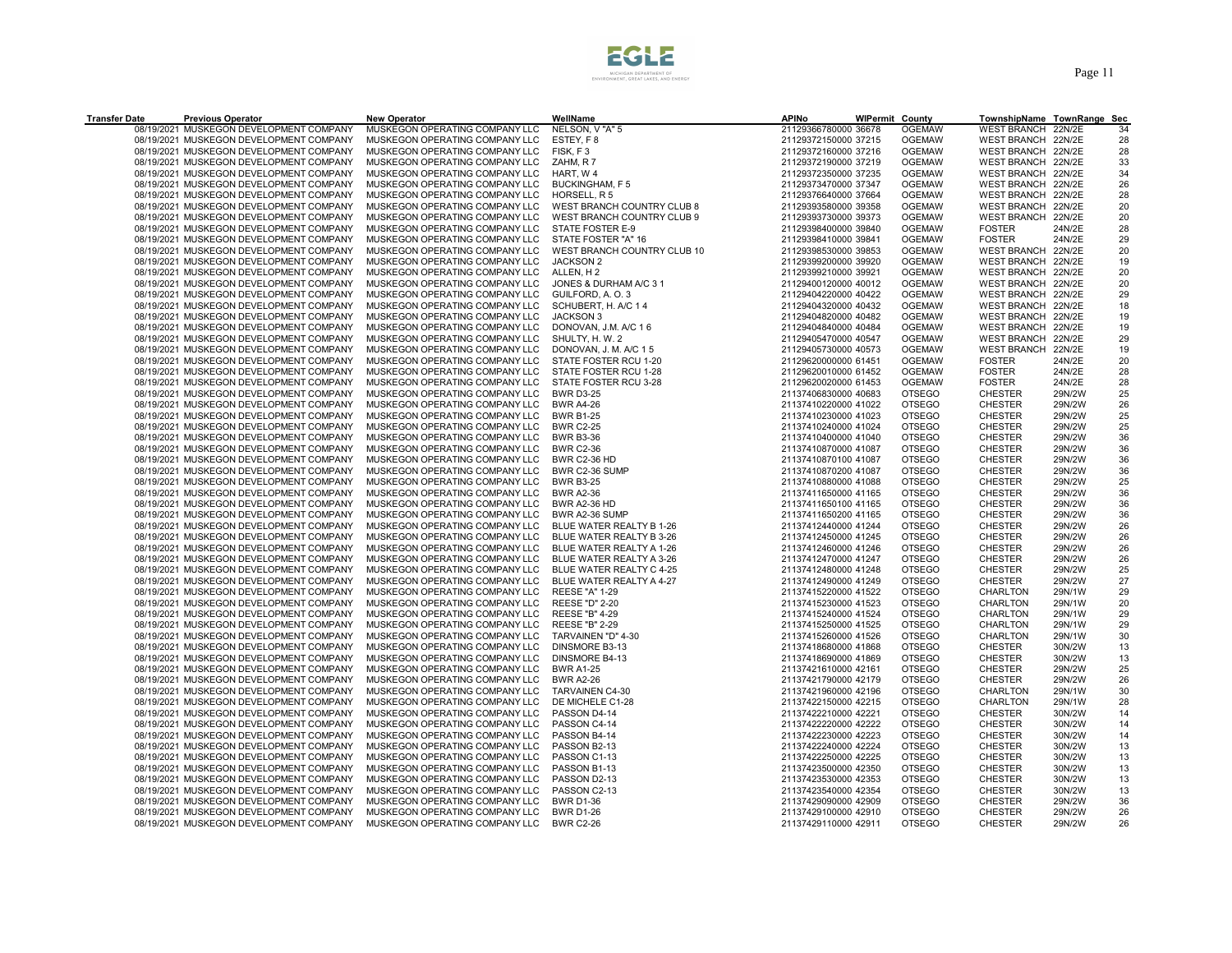| Transfer Date | Previous Operator | New Operator | WellName | APINo | WlPermit | County | TownshipName | TownRange | Sec |
|---|---|---|---|---|---|---|---|---|---|
| 08/19/2021 | MUSKEGON DEVELOPMENT COMPANY | MUSKEGON OPERATING COMPANY LLC | NELSON, V "A" 5 | 21129366780000 | 36678 | OGEMAW | WEST BRANCH | 22N/2E | 34 |
| 08/19/2021 | MUSKEGON DEVELOPMENT COMPANY | MUSKEGON OPERATING COMPANY LLC | ESTEY, F 8 | 21129372150000 | 37215 | OGEMAW | WEST BRANCH | 22N/2E | 28 |
| 08/19/2021 | MUSKEGON DEVELOPMENT COMPANY | MUSKEGON OPERATING COMPANY LLC | FISK, F 3 | 21129372160000 | 37216 | OGEMAW | WEST BRANCH | 22N/2E | 28 |
| 08/19/2021 | MUSKEGON DEVELOPMENT COMPANY | MUSKEGON OPERATING COMPANY LLC | ZAHM, R 7 | 21129372190000 | 37219 | OGEMAW | WEST BRANCH | 22N/2E | 33 |
| 08/19/2021 | MUSKEGON DEVELOPMENT COMPANY | MUSKEGON OPERATING COMPANY LLC | HART, W 4 | 21129372350000 | 37235 | OGEMAW | WEST BRANCH | 22N/2E | 34 |
| 08/19/2021 | MUSKEGON DEVELOPMENT COMPANY | MUSKEGON OPERATING COMPANY LLC | BUCKINGHAM, F 5 | 21129373470000 | 37347 | OGEMAW | WEST BRANCH | 22N/2E | 26 |
| 08/19/2021 | MUSKEGON DEVELOPMENT COMPANY | MUSKEGON OPERATING COMPANY LLC | HORSELL, R 5 | 21129376640000 | 37664 | OGEMAW | WEST BRANCH | 22N/2E | 28 |
| 08/19/2021 | MUSKEGON DEVELOPMENT COMPANY | MUSKEGON OPERATING COMPANY LLC | WEST BRANCH COUNTRY CLUB 8 | 21129393580000 | 39358 | OGEMAW | WEST BRANCH | 22N/2E | 20 |
| 08/19/2021 | MUSKEGON DEVELOPMENT COMPANY | MUSKEGON OPERATING COMPANY LLC | WEST BRANCH COUNTRY CLUB 9 | 21129393730000 | 39373 | OGEMAW | WEST BRANCH | 22N/2E | 20 |
| 08/19/2021 | MUSKEGON DEVELOPMENT COMPANY | MUSKEGON OPERATING COMPANY LLC | STATE FOSTER E-9 | 21129398400000 | 39840 | OGEMAW | FOSTER | 24N/2E | 28 |
| 08/19/2021 | MUSKEGON DEVELOPMENT COMPANY | MUSKEGON OPERATING COMPANY LLC | STATE FOSTER "A" 16 | 21129398410000 | 39841 | OGEMAW | FOSTER | 24N/2E | 29 |
| 08/19/2021 | MUSKEGON DEVELOPMENT COMPANY | MUSKEGON OPERATING COMPANY LLC | WEST BRANCH COUNTRY CLUB 10 | 21129398530000 | 39853 | OGEMAW | WEST BRANCH | 22N/2E | 20 |
| 08/19/2021 | MUSKEGON DEVELOPMENT COMPANY | MUSKEGON OPERATING COMPANY LLC | JACKSON 2 | 21129399200000 | 39920 | OGEMAW | WEST BRANCH | 22N/2E | 19 |
| 08/19/2021 | MUSKEGON DEVELOPMENT COMPANY | MUSKEGON OPERATING COMPANY LLC | ALLEN, H 2 | 21129399210000 | 39921 | OGEMAW | WEST BRANCH | 22N/2E | 20 |
| 08/19/2021 | MUSKEGON DEVELOPMENT COMPANY | MUSKEGON OPERATING COMPANY LLC | JONES & DURHAM A/C 3 1 | 21129400120000 | 40012 | OGEMAW | WEST BRANCH | 22N/2E | 20 |
| 08/19/2021 | MUSKEGON DEVELOPMENT COMPANY | MUSKEGON OPERATING COMPANY LLC | GUILFORD, A. O. 3 | 21129404220000 | 40422 | OGEMAW | WEST BRANCH | 22N/2E | 29 |
| 08/19/2021 | MUSKEGON DEVELOPMENT COMPANY | MUSKEGON OPERATING COMPANY LLC | SCHUBERT, H. A/C 1 4 | 21129404320000 | 40432 | OGEMAW | WEST BRANCH | 22N/2E | 18 |
| 08/19/2021 | MUSKEGON DEVELOPMENT COMPANY | MUSKEGON OPERATING COMPANY LLC | JACKSON 3 | 21129404820000 | 40482 | OGEMAW | WEST BRANCH | 22N/2E | 19 |
| 08/19/2021 | MUSKEGON DEVELOPMENT COMPANY | MUSKEGON OPERATING COMPANY LLC | DONOVAN, J.M. A/C 1 6 | 21129404840000 | 40484 | OGEMAW | WEST BRANCH | 22N/2E | 19 |
| 08/19/2021 | MUSKEGON DEVELOPMENT COMPANY | MUSKEGON OPERATING COMPANY LLC | SHULTY, H. W. 2 | 21129405470000 | 40547 | OGEMAW | WEST BRANCH | 22N/2E | 29 |
| 08/19/2021 | MUSKEGON DEVELOPMENT COMPANY | MUSKEGON OPERATING COMPANY LLC | DONOVAN, J. M. A/C 1 5 | 21129405730000 | 40573 | OGEMAW | WEST BRANCH | 22N/2E | 19 |
| 08/19/2021 | MUSKEGON DEVELOPMENT COMPANY | MUSKEGON OPERATING COMPANY LLC | STATE FOSTER RCU 1-20 | 21129620000000 | 61451 | OGEMAW | FOSTER | 24N/2E | 20 |
| 08/19/2021 | MUSKEGON DEVELOPMENT COMPANY | MUSKEGON OPERATING COMPANY LLC | STATE FOSTER RCU 1-28 | 21129620010000 | 61452 | OGEMAW | FOSTER | 24N/2E | 28 |
| 08/19/2021 | MUSKEGON DEVELOPMENT COMPANY | MUSKEGON OPERATING COMPANY LLC | STATE FOSTER RCU 3-28 | 21129620020000 | 61453 | OGEMAW | FOSTER | 24N/2E | 28 |
| 08/19/2021 | MUSKEGON DEVELOPMENT COMPANY | MUSKEGON OPERATING COMPANY LLC | BWR D3-25 | 21137406830000 | 40683 | OTSEGO | CHESTER | 29N/2W | 25 |
| 08/19/2021 | MUSKEGON DEVELOPMENT COMPANY | MUSKEGON OPERATING COMPANY LLC | BWR A4-26 | 21137410220000 | 41022 | OTSEGO | CHESTER | 29N/2W | 26 |
| 08/19/2021 | MUSKEGON DEVELOPMENT COMPANY | MUSKEGON OPERATING COMPANY LLC | BWR B1-25 | 21137410230000 | 41023 | OTSEGO | CHESTER | 29N/2W | 25 |
| 08/19/2021 | MUSKEGON DEVELOPMENT COMPANY | MUSKEGON OPERATING COMPANY LLC | BWR C2-25 | 21137410240000 | 41024 | OTSEGO | CHESTER | 29N/2W | 25 |
| 08/19/2021 | MUSKEGON DEVELOPMENT COMPANY | MUSKEGON OPERATING COMPANY LLC | BWR B3-36 | 21137410400000 | 41040 | OTSEGO | CHESTER | 29N/2W | 36 |
| 08/19/2021 | MUSKEGON DEVELOPMENT COMPANY | MUSKEGON OPERATING COMPANY LLC | BWR C2-36 | 21137410870000 | 41087 | OTSEGO | CHESTER | 29N/2W | 36 |
| 08/19/2021 | MUSKEGON DEVELOPMENT COMPANY | MUSKEGON OPERATING COMPANY LLC | BWR C2-36 HD | 21137410870100 | 41087 | OTSEGO | CHESTER | 29N/2W | 36 |
| 08/19/2021 | MUSKEGON DEVELOPMENT COMPANY | MUSKEGON OPERATING COMPANY LLC | BWR C2-36 SUMP | 21137410870200 | 41087 | OTSEGO | CHESTER | 29N/2W | 36 |
| 08/19/2021 | MUSKEGON DEVELOPMENT COMPANY | MUSKEGON OPERATING COMPANY LLC | BWR B3-25 | 21137410880000 | 41088 | OTSEGO | CHESTER | 29N/2W | 25 |
| 08/19/2021 | MUSKEGON DEVELOPMENT COMPANY | MUSKEGON OPERATING COMPANY LLC | BWR A2-36 | 21137411650000 | 41165 | OTSEGO | CHESTER | 29N/2W | 36 |
| 08/19/2021 | MUSKEGON DEVELOPMENT COMPANY | MUSKEGON OPERATING COMPANY LLC | BWR A2-36 HD | 21137411650100 | 41165 | OTSEGO | CHESTER | 29N/2W | 36 |
| 08/19/2021 | MUSKEGON DEVELOPMENT COMPANY | MUSKEGON OPERATING COMPANY LLC | BWR A2-36 SUMP | 21137411650200 | 41165 | OTSEGO | CHESTER | 29N/2W | 36 |
| 08/19/2021 | MUSKEGON DEVELOPMENT COMPANY | MUSKEGON OPERATING COMPANY LLC | BLUE WATER REALTY B 1-26 | 21137412440000 | 41244 | OTSEGO | CHESTER | 29N/2W | 26 |
| 08/19/2021 | MUSKEGON DEVELOPMENT COMPANY | MUSKEGON OPERATING COMPANY LLC | BLUE WATER REALTY B 3-26 | 21137412450000 | 41245 | OTSEGO | CHESTER | 29N/2W | 26 |
| 08/19/2021 | MUSKEGON DEVELOPMENT COMPANY | MUSKEGON OPERATING COMPANY LLC | BLUE WATER REALTY A 1-26 | 21137412460000 | 41246 | OTSEGO | CHESTER | 29N/2W | 26 |
| 08/19/2021 | MUSKEGON DEVELOPMENT COMPANY | MUSKEGON OPERATING COMPANY LLC | BLUE WATER REALTY A 3-26 | 21137412470000 | 41247 | OTSEGO | CHESTER | 29N/2W | 26 |
| 08/19/2021 | MUSKEGON DEVELOPMENT COMPANY | MUSKEGON OPERATING COMPANY LLC | BLUE WATER REALTY C 4-25 | 21137412480000 | 41248 | OTSEGO | CHESTER | 29N/2W | 25 |
| 08/19/2021 | MUSKEGON DEVELOPMENT COMPANY | MUSKEGON OPERATING COMPANY LLC | BLUE WATER REALTY A 4-27 | 21137412490000 | 41249 | OTSEGO | CHESTER | 29N/2W | 27 |
| 08/19/2021 | MUSKEGON DEVELOPMENT COMPANY | MUSKEGON OPERATING COMPANY LLC | REESE "A" 1-29 | 21137415220000 | 41522 | OTSEGO | CHARLTON | 29N/1W | 29 |
| 08/19/2021 | MUSKEGON DEVELOPMENT COMPANY | MUSKEGON OPERATING COMPANY LLC | REESE "D" 2-20 | 21137415230000 | 41523 | OTSEGO | CHARLTON | 29N/1W | 20 |
| 08/19/2021 | MUSKEGON DEVELOPMENT COMPANY | MUSKEGON OPERATING COMPANY LLC | REESE "B" 4-29 | 21137415240000 | 41524 | OTSEGO | CHARLTON | 29N/1W | 29 |
| 08/19/2021 | MUSKEGON DEVELOPMENT COMPANY | MUSKEGON OPERATING COMPANY LLC | REESE "B" 2-29 | 21137415250000 | 41525 | OTSEGO | CHARLTON | 29N/1W | 29 |
| 08/19/2021 | MUSKEGON DEVELOPMENT COMPANY | MUSKEGON OPERATING COMPANY LLC | TARVAINEN "D" 4-30 | 21137415260000 | 41526 | OTSEGO | CHARLTON | 29N/1W | 30 |
| 08/19/2021 | MUSKEGON DEVELOPMENT COMPANY | MUSKEGON OPERATING COMPANY LLC | DINSMORE B3-13 | 21137418680000 | 41868 | OTSEGO | CHESTER | 30N/2W | 13 |
| 08/19/2021 | MUSKEGON DEVELOPMENT COMPANY | MUSKEGON OPERATING COMPANY LLC | DINSMORE B4-13 | 21137418690000 | 41869 | OTSEGO | CHESTER | 30N/2W | 13 |
| 08/19/2021 | MUSKEGON DEVELOPMENT COMPANY | MUSKEGON OPERATING COMPANY LLC | BWR A1-25 | 21137421610000 | 42161 | OTSEGO | CHESTER | 29N/2W | 25 |
| 08/19/2021 | MUSKEGON DEVELOPMENT COMPANY | MUSKEGON OPERATING COMPANY LLC | BWR A2-26 | 21137421790000 | 42179 | OTSEGO | CHESTER | 29N/2W | 26 |
| 08/19/2021 | MUSKEGON DEVELOPMENT COMPANY | MUSKEGON OPERATING COMPANY LLC | TARVAINEN C4-30 | 21137421960000 | 42196 | OTSEGO | CHARLTON | 29N/1W | 30 |
| 08/19/2021 | MUSKEGON DEVELOPMENT COMPANY | MUSKEGON OPERATING COMPANY LLC | DE MICHELE C1-28 | 21137422150000 | 42215 | OTSEGO | CHARLTON | 29N/1W | 28 |
| 08/19/2021 | MUSKEGON DEVELOPMENT COMPANY | MUSKEGON OPERATING COMPANY LLC | PASSON D4-14 | 21137422210000 | 42221 | OTSEGO | CHESTER | 30N/2W | 14 |
| 08/19/2021 | MUSKEGON DEVELOPMENT COMPANY | MUSKEGON OPERATING COMPANY LLC | PASSON C4-14 | 21137422220000 | 42222 | OTSEGO | CHESTER | 30N/2W | 14 |
| 08/19/2021 | MUSKEGON DEVELOPMENT COMPANY | MUSKEGON OPERATING COMPANY LLC | PASSON B4-14 | 21137422230000 | 42223 | OTSEGO | CHESTER | 30N/2W | 14 |
| 08/19/2021 | MUSKEGON DEVELOPMENT COMPANY | MUSKEGON OPERATING COMPANY LLC | PASSON B2-13 | 21137422240000 | 42224 | OTSEGO | CHESTER | 30N/2W | 13 |
| 08/19/2021 | MUSKEGON DEVELOPMENT COMPANY | MUSKEGON OPERATING COMPANY LLC | PASSON C1-13 | 21137422250000 | 42225 | OTSEGO | CHESTER | 30N/2W | 13 |
| 08/19/2021 | MUSKEGON DEVELOPMENT COMPANY | MUSKEGON OPERATING COMPANY LLC | PASSON B1-13 | 21137423500000 | 42350 | OTSEGO | CHESTER | 30N/2W | 13 |
| 08/19/2021 | MUSKEGON DEVELOPMENT COMPANY | MUSKEGON OPERATING COMPANY LLC | PASSON D2-13 | 21137423530000 | 42353 | OTSEGO | CHESTER | 30N/2W | 13 |
| 08/19/2021 | MUSKEGON DEVELOPMENT COMPANY | MUSKEGON OPERATING COMPANY LLC | PASSON C2-13 | 21137423540000 | 42354 | OTSEGO | CHESTER | 30N/2W | 13 |
| 08/19/2021 | MUSKEGON DEVELOPMENT COMPANY | MUSKEGON OPERATING COMPANY LLC | BWR D1-36 | 21137429090000 | 42909 | OTSEGO | CHESTER | 29N/2W | 36 |
| 08/19/2021 | MUSKEGON DEVELOPMENT COMPANY | MUSKEGON OPERATING COMPANY LLC | BWR D1-26 | 21137429100000 | 42910 | OTSEGO | CHESTER | 29N/2W | 26 |
| 08/19/2021 | MUSKEGON DEVELOPMENT COMPANY | MUSKEGON OPERATING COMPANY LLC | BWR C2-26 | 21137429110000 | 42911 | OTSEGO | CHESTER | 29N/2W | 26 |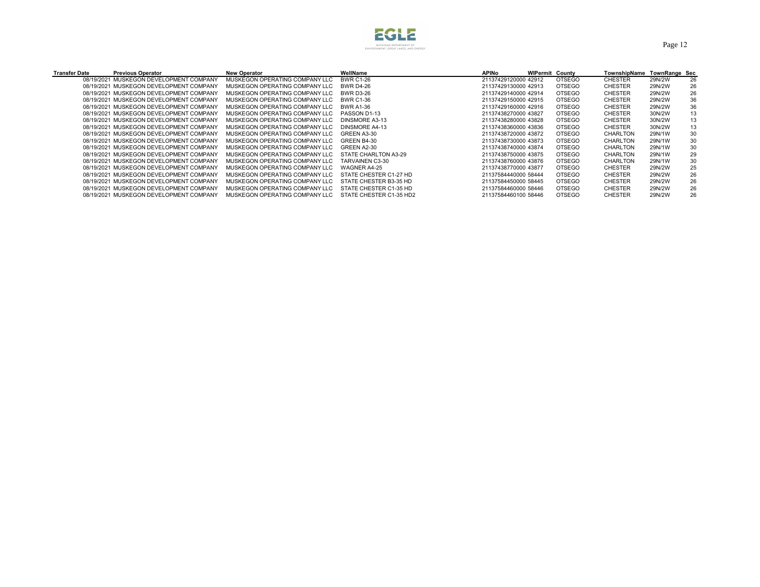| Transfer Date | Previous Operator | New Operator | WellName | APINo | WIPermit | County | TownshipName | TownRange | Sec |
|---|---|---|---|---|---|---|---|---|---|
| 08/19/2021 | MUSKEGON DEVELOPMENT COMPANY | MUSKEGON OPERATING COMPANY LLC | BWR C1-26 | 21137429120000 | 42912 | OTSEGO | CHESTER | 29N/2W | 26 |
| 08/19/2021 | MUSKEGON DEVELOPMENT COMPANY | MUSKEGON OPERATING COMPANY LLC | BWR D4-26 | 21137429130000 | 42913 | OTSEGO | CHESTER | 29N/2W | 26 |
| 08/19/2021 | MUSKEGON DEVELOPMENT COMPANY | MUSKEGON OPERATING COMPANY LLC | BWR D3-26 | 21137429140000 | 42914 | OTSEGO | CHESTER | 29N/2W | 26 |
| 08/19/2021 | MUSKEGON DEVELOPMENT COMPANY | MUSKEGON OPERATING COMPANY LLC | BWR C1-36 | 21137429150000 | 42915 | OTSEGO | CHESTER | 29N/2W | 36 |
| 08/19/2021 | MUSKEGON DEVELOPMENT COMPANY | MUSKEGON OPERATING COMPANY LLC | BWR A1-36 | 21137429160000 | 42916 | OTSEGO | CHESTER | 29N/2W | 36 |
| 08/19/2021 | MUSKEGON DEVELOPMENT COMPANY | MUSKEGON OPERATING COMPANY LLC | PASSON D1-13 | 21137438270000 | 43827 | OTSEGO | CHESTER | 30N/2W | 13 |
| 08/19/2021 | MUSKEGON DEVELOPMENT COMPANY | MUSKEGON OPERATING COMPANY LLC | DINSMORE A3-13 | 21137438280000 | 43828 | OTSEGO | CHESTER | 30N/2W | 13 |
| 08/19/2021 | MUSKEGON DEVELOPMENT COMPANY | MUSKEGON OPERATING COMPANY LLC | DINSMORE A4-13 | 21137438360000 | 43836 | OTSEGO | CHESTER | 30N/2W | 13 |
| 08/19/2021 | MUSKEGON DEVELOPMENT COMPANY | MUSKEGON OPERATING COMPANY LLC | GREEN A3-30 | 21137438720000 | 43872 | OTSEGO | CHARLTON | 29N/1W | 30 |
| 08/19/2021 | MUSKEGON DEVELOPMENT COMPANY | MUSKEGON OPERATING COMPANY LLC | GREEN B4-30 | 21137438730000 | 43873 | OTSEGO | CHARLTON | 29N/1W | 30 |
| 08/19/2021 | MUSKEGON DEVELOPMENT COMPANY | MUSKEGON OPERATING COMPANY LLC | GREEN A2-30 | 21137438740000 | 43874 | OTSEGO | CHARLTON | 29N/1W | 30 |
| 08/19/2021 | MUSKEGON DEVELOPMENT COMPANY | MUSKEGON OPERATING COMPANY LLC | STATE CHARLTON A3-29 | 21137438750000 | 43875 | OTSEGO | CHARLTON | 29N/1W | 29 |
| 08/19/2021 | MUSKEGON DEVELOPMENT COMPANY | MUSKEGON OPERATING COMPANY LLC | TARVAINEN C3-30 | 21137438760000 | 43876 | OTSEGO | CHARLTON | 29N/1W | 30 |
| 08/19/2021 | MUSKEGON DEVELOPMENT COMPANY | MUSKEGON OPERATING COMPANY LLC | WAGNER A4-25 | 21137438770000 | 43877 | OTSEGO | CHESTER | 29N/2W | 25 |
| 08/19/2021 | MUSKEGON DEVELOPMENT COMPANY | MUSKEGON OPERATING COMPANY LLC | STATE CHESTER C1-27 HD | 21137584440000 | 58444 | OTSEGO | CHESTER | 29N/2W | 26 |
| 08/19/2021 | MUSKEGON DEVELOPMENT COMPANY | MUSKEGON OPERATING COMPANY LLC | STATE CHESTER B3-35 HD | 21137584450000 | 58445 | OTSEGO | CHESTER | 29N/2W | 26 |
| 08/19/2021 | MUSKEGON DEVELOPMENT COMPANY | MUSKEGON OPERATING COMPANY LLC | STATE CHESTER C1-35 HD | 21137584460000 | 58446 | OTSEGO | CHESTER | 29N/2W | 26 |
| 08/19/2021 | MUSKEGON DEVELOPMENT COMPANY | MUSKEGON OPERATING COMPANY LLC | STATE CHESTER C1-35 HD2 | 21137584460100 | 58446 | OTSEGO | CHESTER | 29N/2W | 26 |